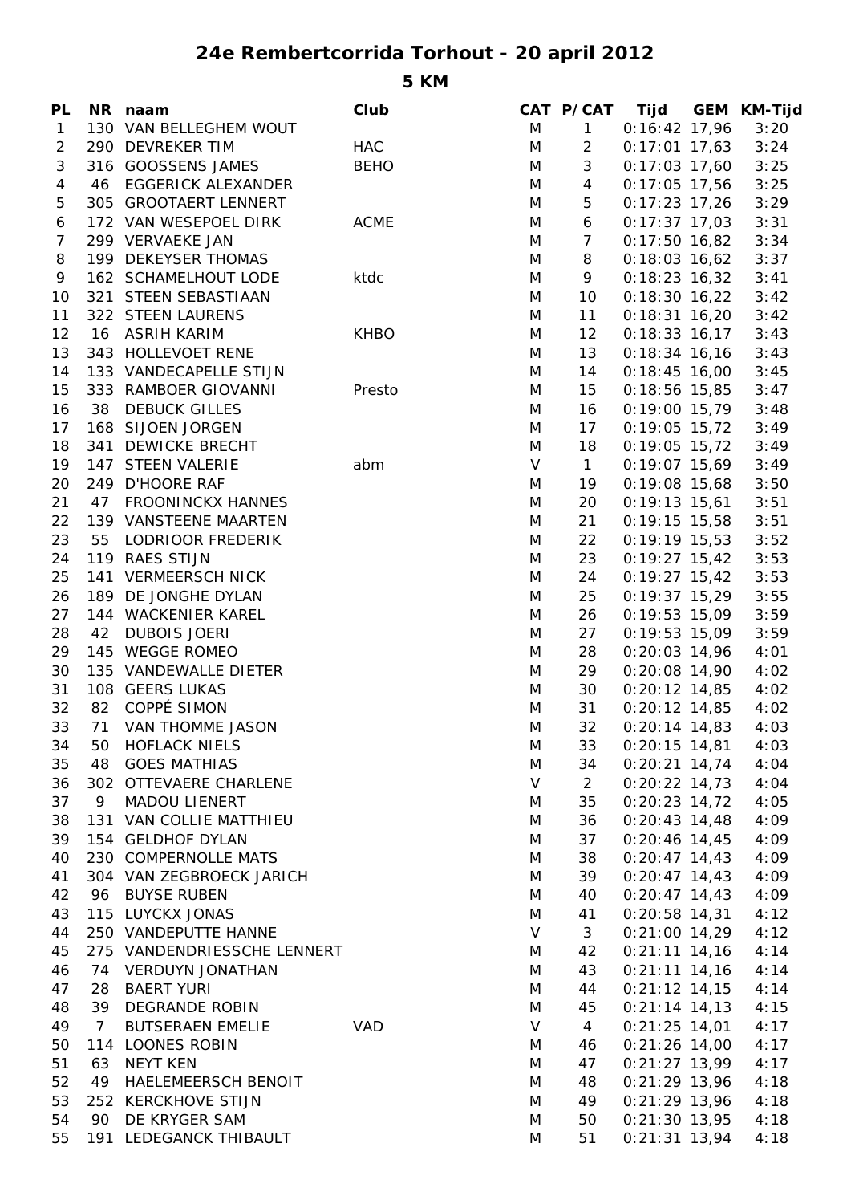# 24e Rembertcorrida Torhout - 20 april 2012

## 5 KM

| PL | NR | naam | Club | CAT | P/CAT | Tijd | GEM | KM-Tijd |
|---|---|---|---|---|---|---|---|---|
| 1 | 130 | VAN BELLEGHEM WOUT | | M | 1 | 0:16:42 | 17,96 | 3:20 |
| 2 | 290 | DEVREKER TIM | HAC | M | 2 | 0:17:01 | 17,63 | 3:24 |
| 3 | 316 | GOOSSENS JAMES | BEHO | M | 3 | 0:17:03 | 17,60 | 3:25 |
| 4 | 46 | EGGERICK ALEXANDER | | M | 4 | 0:17:05 | 17,56 | 3:25 |
| 5 | 305 | GROOTAERT LENNERT | | M | 5 | 0:17:23 | 17,26 | 3:29 |
| 6 | 172 | VAN WESEPOEL DIRK | ACME | M | 6 | 0:17:37 | 17,03 | 3:31 |
| 7 | 299 | VERVAEKE JAN | | M | 7 | 0:17:50 | 16,82 | 3:34 |
| 8 | 199 | DEKEYSER THOMAS | | M | 8 | 0:18:03 | 16,62 | 3:37 |
| 9 | 162 | SCHAMELHOUT LODE | ktdc | M | 9 | 0:18:23 | 16,32 | 3:41 |
| 10 | 321 | STEEN SEBASTIAAN | | M | 10 | 0:18:30 | 16,22 | 3:42 |
| 11 | 322 | STEEN LAURENS | | M | 11 | 0:18:31 | 16,20 | 3:42 |
| 12 | 16 | ASRIH KARIM | KHBO | M | 12 | 0:18:33 | 16,17 | 3:43 |
| 13 | 343 | HOLLEVOET RENE | | M | 13 | 0:18:34 | 16,16 | 3:43 |
| 14 | 133 | VANDECAPELLE STIJN | | M | 14 | 0:18:45 | 16,00 | 3:45 |
| 15 | 333 | RAMBOER GIOVANNI | Presto | M | 15 | 0:18:56 | 15,85 | 3:47 |
| 16 | 38 | DEBUCK GILLES | | M | 16 | 0:19:00 | 15,79 | 3:48 |
| 17 | 168 | SIJOEN JORGEN | | M | 17 | 0:19:05 | 15,72 | 3:49 |
| 18 | 341 | DEWICKE BRECHT | | M | 18 | 0:19:05 | 15,72 | 3:49 |
| 19 | 147 | STEEN VALERIE | abm | V | 1 | 0:19:07 | 15,69 | 3:49 |
| 20 | 249 | D'HOORE RAF | | M | 19 | 0:19:08 | 15,68 | 3:50 |
| 21 | 47 | FROONINCKX HANNES | | M | 20 | 0:19:13 | 15,61 | 3:51 |
| 22 | 139 | VANSTEENE MAARTEN | | M | 21 | 0:19:15 | 15,58 | 3:51 |
| 23 | 55 | LODRIOOR FREDERIK | | M | 22 | 0:19:19 | 15,53 | 3:52 |
| 24 | 119 | RAES STIJN | | M | 23 | 0:19:27 | 15,42 | 3:53 |
| 25 | 141 | VERMEERSCH NICK | | M | 24 | 0:19:27 | 15,42 | 3:53 |
| 26 | 189 | DE JONGHE DYLAN | | M | 25 | 0:19:37 | 15,29 | 3:55 |
| 27 | 144 | WACKENIER KAREL | | M | 26 | 0:19:53 | 15,09 | 3:59 |
| 28 | 42 | DUBOIS JOERI | | M | 27 | 0:19:53 | 15,09 | 3:59 |
| 29 | 145 | WEGGE ROMEO | | M | 28 | 0:20:03 | 14,96 | 4:01 |
| 30 | 135 | VANDEWALLE DIETER | | M | 29 | 0:20:08 | 14,90 | 4:02 |
| 31 | 108 | GEERS LUKAS | | M | 30 | 0:20:12 | 14,85 | 4:02 |
| 32 | 82 | COPPÉ SIMON | | M | 31 | 0:20:12 | 14,85 | 4:02 |
| 33 | 71 | VAN THOMME JASON | | M | 32 | 0:20:14 | 14,83 | 4:03 |
| 34 | 50 | HOFLACK NIELS | | M | 33 | 0:20:15 | 14,81 | 4:03 |
| 35 | 48 | GOES MATHIAS | | M | 34 | 0:20:21 | 14,74 | 4:04 |
| 36 | 302 | OTTEVAERE CHARLENE | | V | 2 | 0:20:22 | 14,73 | 4:04 |
| 37 | 9 | MADOU LIENERT | | M | 35 | 0:20:23 | 14,72 | 4:05 |
| 38 | 131 | VAN COLLIE MATTHIEU | | M | 36 | 0:20:43 | 14,48 | 4:09 |
| 39 | 154 | GELDHOF DYLAN | | M | 37 | 0:20:46 | 14,45 | 4:09 |
| 40 | 230 | COMPERNOLLE MATS | | M | 38 | 0:20:47 | 14,43 | 4:09 |
| 41 | 304 | VAN ZEGBROECK JARICH | | M | 39 | 0:20:47 | 14,43 | 4:09 |
| 42 | 96 | BUYSE RUBEN | | M | 40 | 0:20:47 | 14,43 | 4:09 |
| 43 | 115 | LUYCKX JONAS | | M | 41 | 0:20:58 | 14,31 | 4:12 |
| 44 | 250 | VANDEPUTTE HANNE | | V | 3 | 0:21:00 | 14,29 | 4:12 |
| 45 | 275 | VANDENDRIESSCHE LENNERT | | M | 42 | 0:21:11 | 14,16 | 4:14 |
| 46 | 74 | VERDUYN JONATHAN | | M | 43 | 0:21:11 | 14,16 | 4:14 |
| 47 | 28 | BAERT YURI | | M | 44 | 0:21:12 | 14,15 | 4:14 |
| 48 | 39 | DEGRANDE ROBIN | | M | 45 | 0:21:14 | 14,13 | 4:15 |
| 49 | 7 | BUTSERAEN EMELIE | VAD | V | 4 | 0:21:25 | 14,01 | 4:17 |
| 50 | 114 | LOONES ROBIN | | M | 46 | 0:21:26 | 14,00 | 4:17 |
| 51 | 63 | NEYT KEN | | M | 47 | 0:21:27 | 13,99 | 4:17 |
| 52 | 49 | HAELEMEERSCH BENOIT | | M | 48 | 0:21:29 | 13,96 | 4:18 |
| 53 | 252 | KERCKHOVE STIJN | | M | 49 | 0:21:29 | 13,96 | 4:18 |
| 54 | 90 | DE KRYGER SAM | | M | 50 | 0:21:30 | 13,95 | 4:18 |
| 55 | 191 | LEDEGANCK THIBAULT | | M | 51 | 0:21:31 | 13,94 | 4:18 |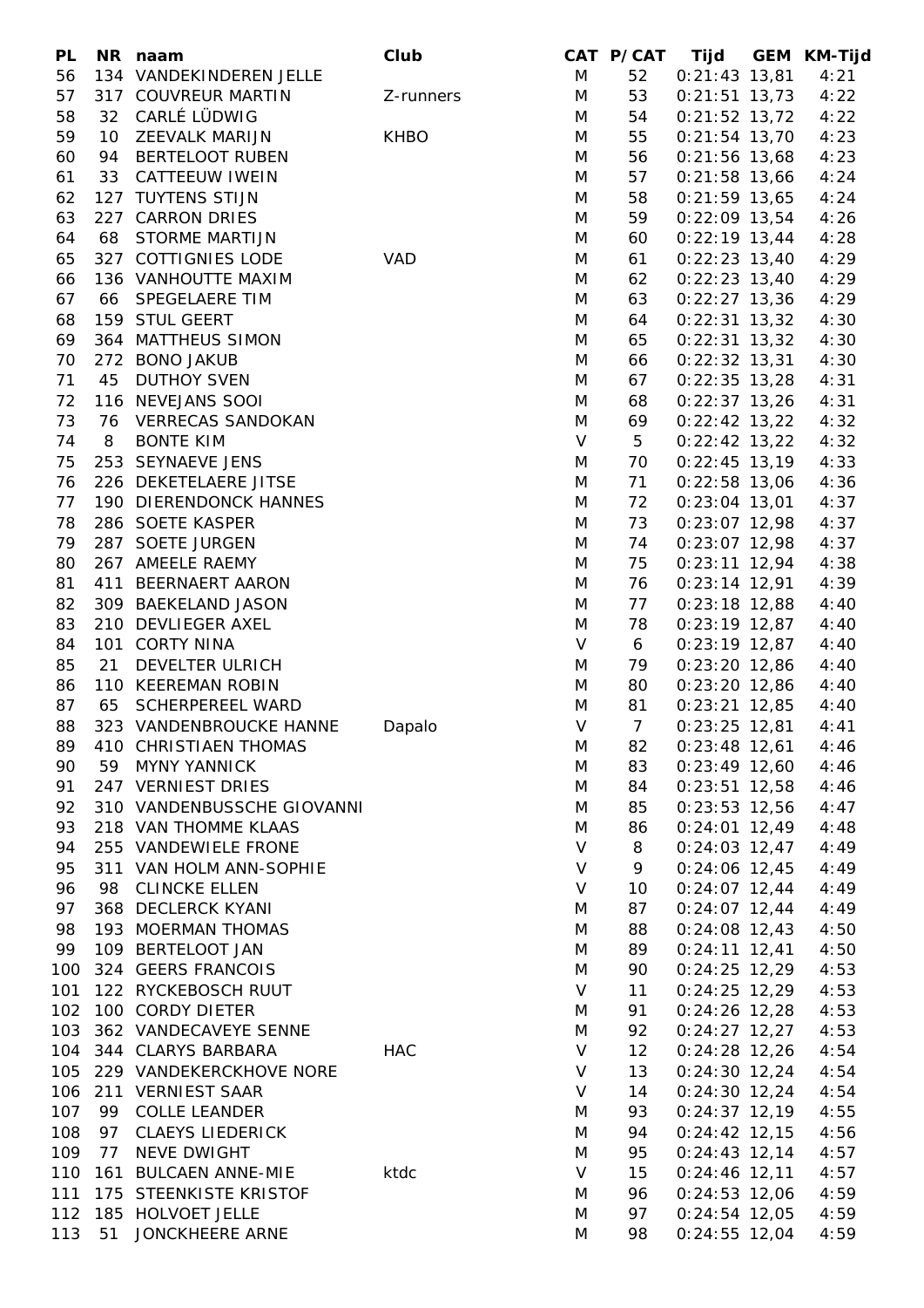| PL | NR | naam | Club | CAT | P/CAT | Tijd | GEM | KM-Tijd |
|---|---|---|---|---|---|---|---|---|
| 56 | 134 | VANDEKINDEREN JELLE | | M | 52 | 0:21:43 | 13,81 | 4:21 |
| 57 | 317 | COUVREUR MARTIN | Z-runners | M | 53 | 0:21:51 | 13,73 | 4:22 |
| 58 | 32 | CARLÉ LÜDWIG | | M | 54 | 0:21:52 | 13,72 | 4:22 |
| 59 | 10 | ZEEVALK MARIJN | KHBO | M | 55 | 0:21:54 | 13,70 | 4:23 |
| 60 | 94 | BERTELOOT RUBEN | | M | 56 | 0:21:56 | 13,68 | 4:23 |
| 61 | 33 | CATTEEUW IWEIN | | M | 57 | 0:21:58 | 13,66 | 4:24 |
| 62 | 127 | TUYTENS STIJN | | M | 58 | 0:21:59 | 13,65 | 4:24 |
| 63 | 227 | CARRON DRIES | | M | 59 | 0:22:09 | 13,54 | 4:26 |
| 64 | 68 | STORME MARTIJN | | M | 60 | 0:22:19 | 13,44 | 4:28 |
| 65 | 327 | COTTIGNIES LODE | VAD | M | 61 | 0:22:23 | 13,40 | 4:29 |
| 66 | 136 | VANHOUTTE MAXIM | | M | 62 | 0:22:23 | 13,40 | 4:29 |
| 67 | 66 | SPEGELAERE TIM | | M | 63 | 0:22:27 | 13,36 | 4:29 |
| 68 | 159 | STUL GEERT | | M | 64 | 0:22:31 | 13,32 | 4:30 |
| 69 | 364 | MATTHEUS SIMON | | M | 65 | 0:22:31 | 13,32 | 4:30 |
| 70 | 272 | BONO JAKUB | | M | 66 | 0:22:32 | 13,31 | 4:30 |
| 71 | 45 | DUTHOY SVEN | | M | 67 | 0:22:35 | 13,28 | 4:31 |
| 72 | 116 | NEVEJANS SOOI | | M | 68 | 0:22:37 | 13,26 | 4:31 |
| 73 | 76 | VERRECAS SANDOKAN | | M | 69 | 0:22:42 | 13,22 | 4:32 |
| 74 | 8 | BONTE KIM | | V | 5 | 0:22:42 | 13,22 | 4:32 |
| 75 | 253 | SEYNAEVE JENS | | M | 70 | 0:22:45 | 13,19 | 4:33 |
| 76 | 226 | DEKETELAERE JITSE | | M | 71 | 0:22:58 | 13,06 | 4:36 |
| 77 | 190 | DIERENDONCK HANNES | | M | 72 | 0:23:04 | 13,01 | 4:37 |
| 78 | 286 | SOETE KASPER | | M | 73 | 0:23:07 | 12,98 | 4:37 |
| 79 | 287 | SOETE JURGEN | | M | 74 | 0:23:07 | 12,98 | 4:37 |
| 80 | 267 | AMEELE RAEMY | | M | 75 | 0:23:11 | 12,94 | 4:38 |
| 81 | 411 | BEERNAERT AARON | | M | 76 | 0:23:14 | 12,91 | 4:39 |
| 82 | 309 | BAEKELAND JASON | | M | 77 | 0:23:18 | 12,88 | 4:40 |
| 83 | 210 | DEVLIEGER AXEL | | M | 78 | 0:23:19 | 12,87 | 4:40 |
| 84 | 101 | CORTY NINA | | V | 6 | 0:23:19 | 12,87 | 4:40 |
| 85 | 21 | DEVELTER ULRICH | | M | 79 | 0:23:20 | 12,86 | 4:40 |
| 86 | 110 | KEEREMAN ROBIN | | M | 80 | 0:23:20 | 12,86 | 4:40 |
| 87 | 65 | SCHERPEREEL WARD | | M | 81 | 0:23:21 | 12,85 | 4:40 |
| 88 | 323 | VANDENBROUCKE HANNE | Dapalo | V | 7 | 0:23:25 | 12,81 | 4:41 |
| 89 | 410 | CHRISTIAEN THOMAS | | M | 82 | 0:23:48 | 12,61 | 4:46 |
| 90 | 59 | MYNY YANNICK | | M | 83 | 0:23:49 | 12,60 | 4:46 |
| 91 | 247 | VERNIEST DRIES | | M | 84 | 0:23:51 | 12,58 | 4:46 |
| 92 | 310 | VANDENBUSSCHE GIOVANNI | | M | 85 | 0:23:53 | 12,56 | 4:47 |
| 93 | 218 | VAN THOMME KLAAS | | M | 86 | 0:24:01 | 12,49 | 4:48 |
| 94 | 255 | VANDEWIELE FRONE | | V | 8 | 0:24:03 | 12,47 | 4:49 |
| 95 | 311 | VAN HOLM ANN-SOPHIE | | V | 9 | 0:24:06 | 12,45 | 4:49 |
| 96 | 98 | CLINCKE ELLEN | | V | 10 | 0:24:07 | 12,44 | 4:49 |
| 97 | 368 | DECLERCK KYANI | | M | 87 | 0:24:07 | 12,44 | 4:49 |
| 98 | 193 | MOERMAN THOMAS | | M | 88 | 0:24:08 | 12,43 | 4:50 |
| 99 | 109 | BERTELOOT JAN | | M | 89 | 0:24:11 | 12,41 | 4:50 |
| 100 | 324 | GEERS FRANCOIS | | M | 90 | 0:24:25 | 12,29 | 4:53 |
| 101 | 122 | RYCKEBOSCH RUUT | | V | 11 | 0:24:25 | 12,29 | 4:53 |
| 102 | 100 | CORDY DIETER | | M | 91 | 0:24:26 | 12,28 | 4:53 |
| 103 | 362 | VANDECAVEYE SENNE | | M | 92 | 0:24:27 | 12,27 | 4:53 |
| 104 | 344 | CLARYS BARBARA | HAC | V | 12 | 0:24:28 | 12,26 | 4:54 |
| 105 | 229 | VANDEKERCKHOVE NORE | | V | 13 | 0:24:30 | 12,24 | 4:54 |
| 106 | 211 | VERNIEST SAAR | | V | 14 | 0:24:30 | 12,24 | 4:54 |
| 107 | 99 | COLLE LEANDER | | M | 93 | 0:24:37 | 12,19 | 4:55 |
| 108 | 97 | CLAEYS LIEDERICK | | M | 94 | 0:24:42 | 12,15 | 4:56 |
| 109 | 77 | NEVE DWIGHT | | M | 95 | 0:24:43 | 12,14 | 4:57 |
| 110 | 161 | BULCAEN ANNE-MIE | ktdc | V | 15 | 0:24:46 | 12,11 | 4:57 |
| 111 | 175 | STEENKISTE KRISTOF | | M | 96 | 0:24:53 | 12,06 | 4:59 |
| 112 | 185 | HOLVOET JELLE | | M | 97 | 0:24:54 | 12,05 | 4:59 |
| 113 | 51 | JONCKHEERE ARNE | | M | 98 | 0:24:55 | 12,04 | 4:59 |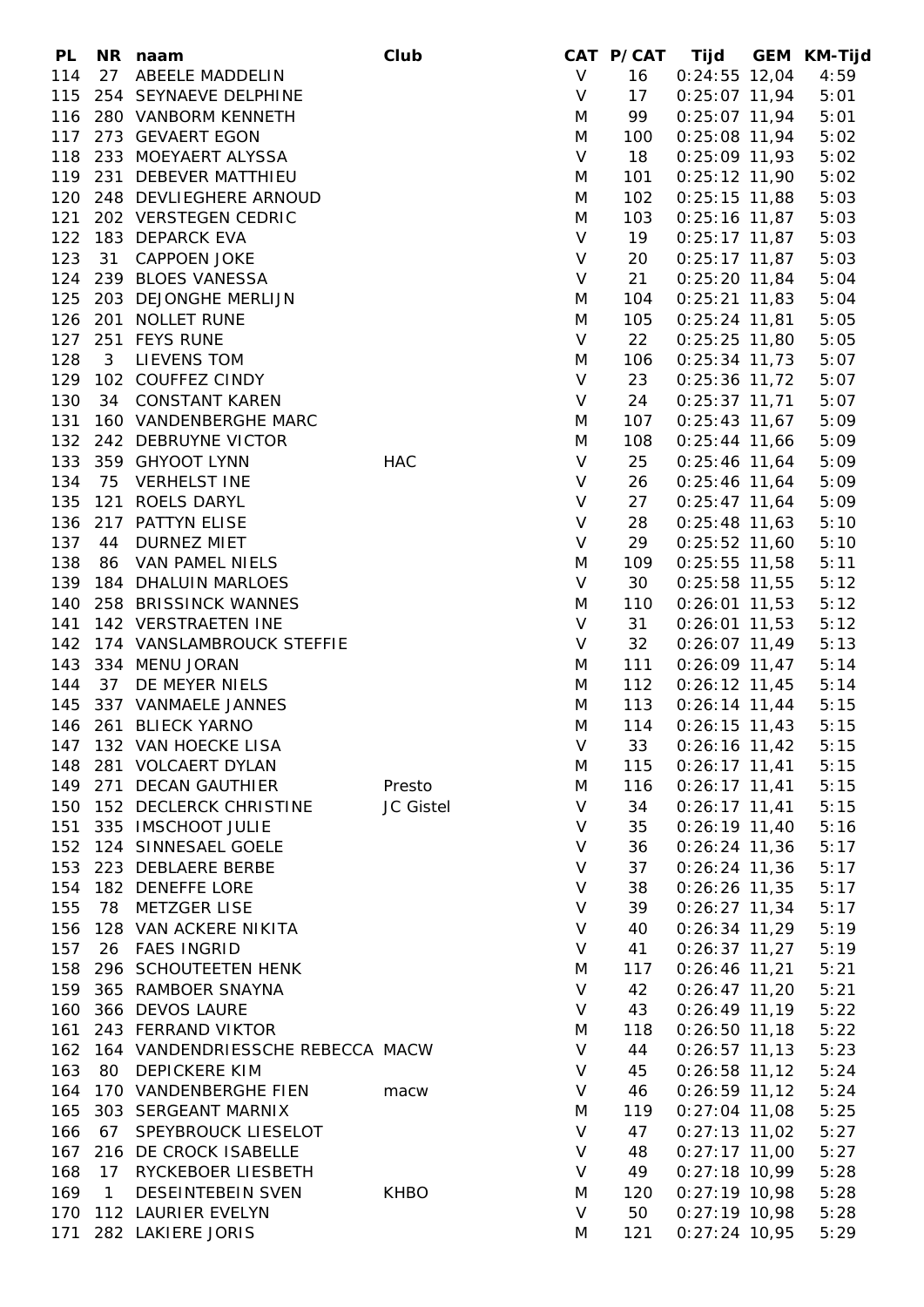| PL | NR | naam | Club | CAT | P/CAT | Tijd | GEM | KM-Tijd |
|---|---|---|---|---|---|---|---|---|
| 114 | 27 | ABEELE MADDELIN | | V | 16 | 0:24:55 | 12,04 | 4:59 |
| 115 | 254 | SEYNAEVE DELPHINE | | V | 17 | 0:25:07 | 11,94 | 5:01 |
| 116 | 280 | VANBORM KENNETH | | M | 99 | 0:25:07 | 11,94 | 5:01 |
| 117 | 273 | GEVAERT EGON | | M | 100 | 0:25:08 | 11,94 | 5:02 |
| 118 | 233 | MOEYAERT ALYSSA | | V | 18 | 0:25:09 | 11,93 | 5:02 |
| 119 | 231 | DEBEVER MATTHIEU | | M | 101 | 0:25:12 | 11,90 | 5:02 |
| 120 | 248 | DEVLIEGHERE ARNOUD | | M | 102 | 0:25:15 | 11,88 | 5:03 |
| 121 | 202 | VERSTEGEN CEDRIC | | M | 103 | 0:25:16 | 11,87 | 5:03 |
| 122 | 183 | DEPARCK EVA | | V | 19 | 0:25:17 | 11,87 | 5:03 |
| 123 | 31 | CAPPOEN JOKE | | V | 20 | 0:25:17 | 11,87 | 5:03 |
| 124 | 239 | BLOES VANESSA | | V | 21 | 0:25:20 | 11,84 | 5:04 |
| 125 | 203 | DEJONGHE MERLIJN | | M | 104 | 0:25:21 | 11,83 | 5:04 |
| 126 | 201 | NOLLET RUNE | | M | 105 | 0:25:24 | 11,81 | 5:05 |
| 127 | 251 | FEYS RUNE | | V | 22 | 0:25:25 | 11,80 | 5:05 |
| 128 | 3 | LIEVENS TOM | | M | 106 | 0:25:34 | 11,73 | 5:07 |
| 129 | 102 | COUFFEZ CINDY | | V | 23 | 0:25:36 | 11,72 | 5:07 |
| 130 | 34 | CONSTANT KAREN | | V | 24 | 0:25:37 | 11,71 | 5:07 |
| 131 | 160 | VANDENBERGHE MARC | | M | 107 | 0:25:43 | 11,67 | 5:09 |
| 132 | 242 | DEBRUYNE VICTOR | | M | 108 | 0:25:44 | 11,66 | 5:09 |
| 133 | 359 | GHYOOT LYNN | HAC | V | 25 | 0:25:46 | 11,64 | 5:09 |
| 134 | 75 | VERHELST INE | | V | 26 | 0:25:46 | 11,64 | 5:09 |
| 135 | 121 | ROELS DARYL | | V | 27 | 0:25:47 | 11,64 | 5:09 |
| 136 | 217 | PATTYN ELISE | | V | 28 | 0:25:48 | 11,63 | 5:10 |
| 137 | 44 | DURNEZ MIET | | V | 29 | 0:25:52 | 11,60 | 5:10 |
| 138 | 86 | VAN PAMEL NIELS | | M | 109 | 0:25:55 | 11,58 | 5:11 |
| 139 | 184 | DHALUIN MARLOES | | V | 30 | 0:25:58 | 11,55 | 5:12 |
| 140 | 258 | BRISSINCK WANNES | | M | 110 | 0:26:01 | 11,53 | 5:12 |
| 141 | 142 | VERSTRAETEN INE | | V | 31 | 0:26:01 | 11,53 | 5:12 |
| 142 | 174 | VANSLAMBROUCK STEFFIE | | V | 32 | 0:26:07 | 11,49 | 5:13 |
| 143 | 334 | MENU JORAN | | M | 111 | 0:26:09 | 11,47 | 5:14 |
| 144 | 37 | DE MEYER NIELS | | M | 112 | 0:26:12 | 11,45 | 5:14 |
| 145 | 337 | VANMAELE JANNES | | M | 113 | 0:26:14 | 11,44 | 5:15 |
| 146 | 261 | BLIECK YARNO | | M | 114 | 0:26:15 | 11,43 | 5:15 |
| 147 | 132 | VAN HOECKE LISA | | V | 33 | 0:26:16 | 11,42 | 5:15 |
| 148 | 281 | VOLCAERT DYLAN | | M | 115 | 0:26:17 | 11,41 | 5:15 |
| 149 | 271 | DECAN GAUTHIER | Presto | M | 116 | 0:26:17 | 11,41 | 5:15 |
| 150 | 152 | DECLERCK CHRISTINE | JC Gistel | V | 34 | 0:26:17 | 11,41 | 5:15 |
| 151 | 335 | IMSCHOOT JULIE | | V | 35 | 0:26:19 | 11,40 | 5:16 |
| 152 | 124 | SINNESAEL GOELE | | V | 36 | 0:26:24 | 11,36 | 5:17 |
| 153 | 223 | DEBLAERE BERBE | | V | 37 | 0:26:24 | 11,36 | 5:17 |
| 154 | 182 | DENEFFE LORE | | V | 38 | 0:26:26 | 11,35 | 5:17 |
| 155 | 78 | METZGER LISE | | V | 39 | 0:26:27 | 11,34 | 5:17 |
| 156 | 128 | VAN ACKERE NIKITA | | V | 40 | 0:26:34 | 11,29 | 5:19 |
| 157 | 26 | FAES INGRID | | V | 41 | 0:26:37 | 11,27 | 5:19 |
| 158 | 296 | SCHOUTEETEN HENK | | M | 117 | 0:26:46 | 11,21 | 5:21 |
| 159 | 365 | RAMBOER SNAYNA | | V | 42 | 0:26:47 | 11,20 | 5:21 |
| 160 | 366 | DEVOS LAURE | | V | 43 | 0:26:49 | 11,19 | 5:22 |
| 161 | 243 | FERRAND VIKTOR | | M | 118 | 0:26:50 | 11,18 | 5:22 |
| 162 | 164 | VANDENDRIESSCHE REBECCA | MACW | V | 44 | 0:26:57 | 11,13 | 5:23 |
| 163 | 80 | DEPICKERE KIM | | V | 45 | 0:26:58 | 11,12 | 5:24 |
| 164 | 170 | VANDENBERGHE FIEN | macw | V | 46 | 0:26:59 | 11,12 | 5:24 |
| 165 | 303 | SERGEANT MARNIX | | M | 119 | 0:27:04 | 11,08 | 5:25 |
| 166 | 67 | SPEYBROUCK LIESELOT | | V | 47 | 0:27:13 | 11,02 | 5:27 |
| 167 | 216 | DE CROCK ISABELLE | | V | 48 | 0:27:17 | 11,00 | 5:27 |
| 168 | 17 | RYCKEBOER LIESBETH | | V | 49 | 0:27:18 | 10,99 | 5:28 |
| 169 | 1 | DESEINTEBEIN SVEN | KHBO | M | 120 | 0:27:19 | 10,98 | 5:28 |
| 170 | 112 | LAURIER EVELYN | | V | 50 | 0:27:19 | 10,98 | 5:28 |
| 171 | 282 | LAKIERE JORIS | | M | 121 | 0:27:24 | 10,95 | 5:29 |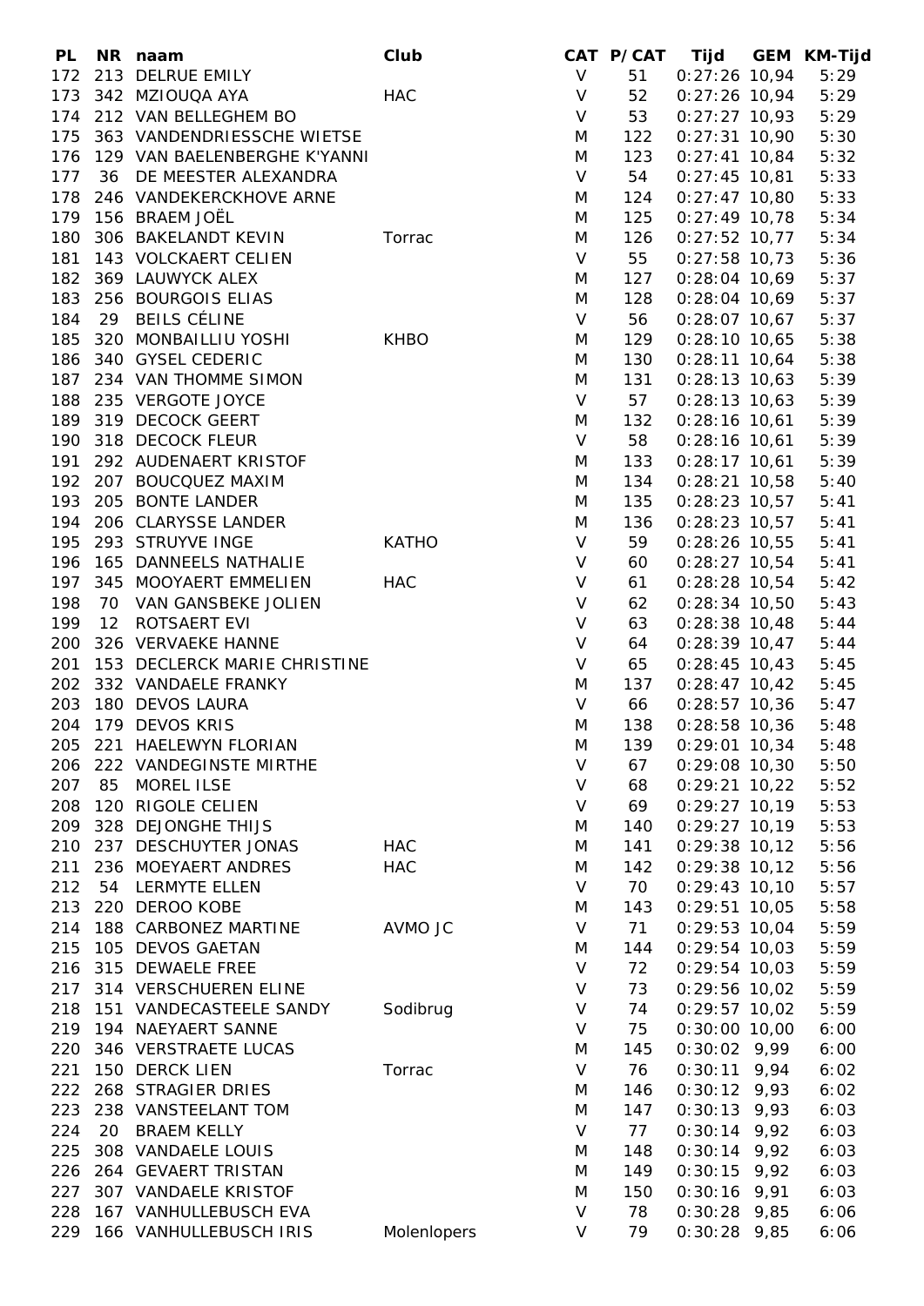| PL | NR | naam | Club | CAT | P/CAT | Tijd | GEM | KM-Tijd |
|---|---|---|---|---|---|---|---|---|
| 172 | 213 | DELRUE EMILY | | V | 51 | 0:27:26 | 10,94 | 5:29 |
| 173 | 342 | MZIOUQA AYA | HAC | V | 52 | 0:27:26 | 10,94 | 5:29 |
| 174 | 212 | VAN BELLEGHEM BO | | V | 53 | 0:27:27 | 10,93 | 5:29 |
| 175 | 363 | VANDENDRIESSCHE WIETSE | | M | 122 | 0:27:31 | 10,90 | 5:30 |
| 176 | 129 | VAN BAELENBERGHE K'YANNI | | M | 123 | 0:27:41 | 10,84 | 5:32 |
| 177 | 36 | DE MEESTER ALEXANDRA | | V | 54 | 0:27:45 | 10,81 | 5:33 |
| 178 | 246 | VANDEKERCKHOVE ARNE | | M | 124 | 0:27:47 | 10,80 | 5:33 |
| 179 | 156 | BRAEM JOËL | | M | 125 | 0:27:49 | 10,78 | 5:34 |
| 180 | 306 | BAKELANDT KEVIN | Torrac | M | 126 | 0:27:52 | 10,77 | 5:34 |
| 181 | 143 | VOLCKAERT CELIEN | | V | 55 | 0:27:58 | 10,73 | 5:36 |
| 182 | 369 | LAUWYCK ALEX | | M | 127 | 0:28:04 | 10,69 | 5:37 |
| 183 | 256 | BOURGOIS ELIAS | | M | 128 | 0:28:04 | 10,69 | 5:37 |
| 184 | 29 | BEILS CÉLINE | | V | 56 | 0:28:07 | 10,67 | 5:37 |
| 185 | 320 | MONBAILLIU YOSHI | KHBO | M | 129 | 0:28:10 | 10,65 | 5:38 |
| 186 | 340 | GYSEL CEDERIC | | M | 130 | 0:28:11 | 10,64 | 5:38 |
| 187 | 234 | VAN THOMME SIMON | | M | 131 | 0:28:13 | 10,63 | 5:39 |
| 188 | 235 | VERGOTE JOYCE | | V | 57 | 0:28:13 | 10,63 | 5:39 |
| 189 | 319 | DECOCK GEERT | | M | 132 | 0:28:16 | 10,61 | 5:39 |
| 190 | 318 | DECOCK FLEUR | | V | 58 | 0:28:16 | 10,61 | 5:39 |
| 191 | 292 | AUDENAERT KRISTOF | | M | 133 | 0:28:17 | 10,61 | 5:39 |
| 192 | 207 | BOUCQUEZ MAXIM | | M | 134 | 0:28:21 | 10,58 | 5:40 |
| 193 | 205 | BONTE LANDER | | M | 135 | 0:28:23 | 10,57 | 5:41 |
| 194 | 206 | CLARYSSE LANDER | | M | 136 | 0:28:23 | 10,57 | 5:41 |
| 195 | 293 | STRUYVE INGE | KATHO | V | 59 | 0:28:26 | 10,55 | 5:41 |
| 196 | 165 | DANNEELS NATHALIE | | V | 60 | 0:28:27 | 10,54 | 5:41 |
| 197 | 345 | MOOYAERT EMMELIEN | HAC | V | 61 | 0:28:28 | 10,54 | 5:42 |
| 198 | 70 | VAN GANSBEKE JOLIEN | | V | 62 | 0:28:34 | 10,50 | 5:43 |
| 199 | 12 | ROTSAERT EVI | | V | 63 | 0:28:38 | 10,48 | 5:44 |
| 200 | 326 | VERVAEKE HANNE | | V | 64 | 0:28:39 | 10,47 | 5:44 |
| 201 | 153 | DECLERCK MARIE CHRISTINE | | V | 65 | 0:28:45 | 10,43 | 5:45 |
| 202 | 332 | VANDAELE FRANKY | | M | 137 | 0:28:47 | 10,42 | 5:45 |
| 203 | 180 | DEVOS LAURA | | V | 66 | 0:28:57 | 10,36 | 5:47 |
| 204 | 179 | DEVOS KRIS | | M | 138 | 0:28:58 | 10,36 | 5:48 |
| 205 | 221 | HAELEWYN FLORIAN | | M | 139 | 0:29:01 | 10,34 | 5:48 |
| 206 | 222 | VANDEGINSTE MIRTHE | | V | 67 | 0:29:08 | 10,30 | 5:50 |
| 207 | 85 | MOREL ILSE | | V | 68 | 0:29:21 | 10,22 | 5:52 |
| 208 | 120 | RIGOLE CELIEN | | V | 69 | 0:29:27 | 10,19 | 5:53 |
| 209 | 328 | DEJONGHE THIJS | | M | 140 | 0:29:27 | 10,19 | 5:53 |
| 210 | 237 | DESCHUYTER JONAS | HAC | M | 141 | 0:29:38 | 10,12 | 5:56 |
| 211 | 236 | MOEYAERT ANDRES | HAC | M | 142 | 0:29:38 | 10,12 | 5:56 |
| 212 | 54 | LERMYTE ELLEN | | V | 70 | 0:29:43 | 10,10 | 5:57 |
| 213 | 220 | DEROO KOBE | | M | 143 | 0:29:51 | 10,05 | 5:58 |
| 214 | 188 | CARBONEZ MARTINE | AVMO JC | V | 71 | 0:29:53 | 10,04 | 5:59 |
| 215 | 105 | DEVOS GAETAN | | M | 144 | 0:29:54 | 10,03 | 5:59 |
| 216 | 315 | DEWAELE FREE | | V | 72 | 0:29:54 | 10,03 | 5:59 |
| 217 | 314 | VERSCHUEREN ELINE | | V | 73 | 0:29:56 | 10,02 | 5:59 |
| 218 | 151 | VANDECASTEELE SANDY | Sodibrug | V | 74 | 0:29:57 | 10,02 | 5:59 |
| 219 | 194 | NAEYAERT SANNE | | V | 75 | 0:30:00 | 10,00 | 6:00 |
| 220 | 346 | VERSTRAETE LUCAS | | M | 145 | 0:30:02 | 9,99 | 6:00 |
| 221 | 150 | DERCK LIEN | Torrac | V | 76 | 0:30:11 | 9,94 | 6:02 |
| 222 | 268 | STRAGIER DRIES | | M | 146 | 0:30:12 | 9,93 | 6:02 |
| 223 | 238 | VANSTEELANT TOM | | M | 147 | 0:30:13 | 9,93 | 6:03 |
| 224 | 20 | BRAEM KELLY | | V | 77 | 0:30:14 | 9,92 | 6:03 |
| 225 | 308 | VANDAELE LOUIS | | M | 148 | 0:30:14 | 9,92 | 6:03 |
| 226 | 264 | GEVAERT TRISTAN | | M | 149 | 0:30:15 | 9,92 | 6:03 |
| 227 | 307 | VANDAELE KRISTOF | | M | 150 | 0:30:16 | 9,91 | 6:03 |
| 228 | 167 | VANHULLEBUSCH EVA | | V | 78 | 0:30:28 | 9,85 | 6:06 |
| 229 | 166 | VANHULLEBUSCH IRIS | Molenlopers | V | 79 | 0:30:28 | 9,85 | 6:06 |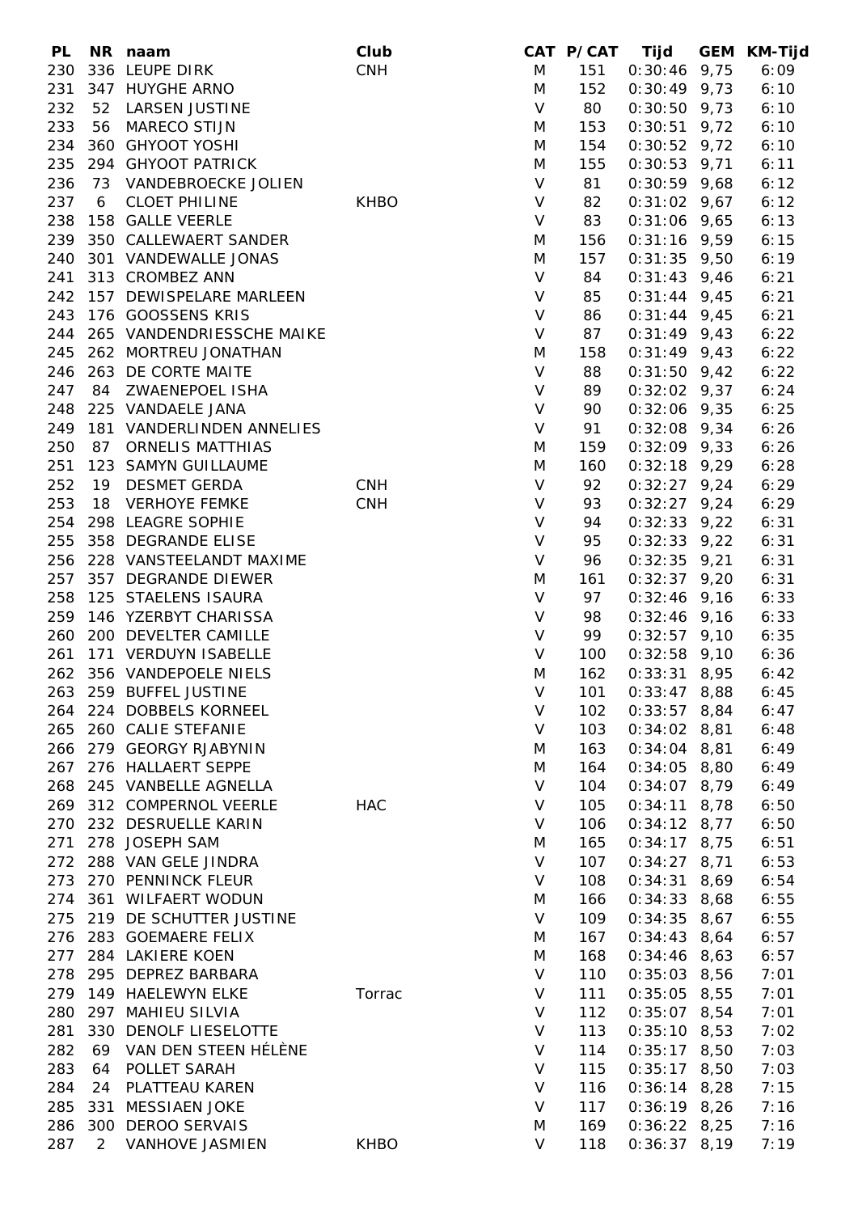| PL | NR | naam | Club | CAT | P/CAT | Tijd | GEM | KM-Tijd |
|---|---|---|---|---|---|---|---|---|
| 230 | 336 | LEUPE DIRK | CNH | M | 151 | 0:30:46 | 9,75 | 6:09 |
| 231 | 347 | HUYGHE ARNO | | M | 152 | 0:30:49 | 9,73 | 6:10 |
| 232 | 52 | LARSEN JUSTINE | | V | 80 | 0:30:50 | 9,73 | 6:10 |
| 233 | 56 | MARECO STIJN | | M | 153 | 0:30:51 | 9,72 | 6:10 |
| 234 | 360 | GHYOOT YOSHI | | M | 154 | 0:30:52 | 9,72 | 6:10 |
| 235 | 294 | GHYOOT PATRICK | | M | 155 | 0:30:53 | 9,71 | 6:11 |
| 236 | 73 | VANDEBROECKE JOLIEN | | V | 81 | 0:30:59 | 9,68 | 6:12 |
| 237 | 6 | CLOET PHILINE | KHBO | V | 82 | 0:31:02 | 9,67 | 6:12 |
| 238 | 158 | GALLE VEERLE | | V | 83 | 0:31:06 | 9,65 | 6:13 |
| 239 | 350 | CALLEWAERT SANDER | | M | 156 | 0:31:16 | 9,59 | 6:15 |
| 240 | 301 | VANDEWALLE JONAS | | M | 157 | 0:31:35 | 9,50 | 6:19 |
| 241 | 313 | CROMBEZ ANN | | V | 84 | 0:31:43 | 9,46 | 6:21 |
| 242 | 157 | DEWISPELARE MARLEEN | | V | 85 | 0:31:44 | 9,45 | 6:21 |
| 243 | 176 | GOOSSENS KRIS | | V | 86 | 0:31:44 | 9,45 | 6:21 |
| 244 | 265 | VANDENDRIESSCHE MAIKE | | V | 87 | 0:31:49 | 9,43 | 6:22 |
| 245 | 262 | MORTREU JONATHAN | | M | 158 | 0:31:49 | 9,43 | 6:22 |
| 246 | 263 | DE CORTE MAITE | | V | 88 | 0:31:50 | 9,42 | 6:22 |
| 247 | 84 | ZWAENEPOEL ISHA | | V | 89 | 0:32:02 | 9,37 | 6:24 |
| 248 | 225 | VANDAELE JANA | | V | 90 | 0:32:06 | 9,35 | 6:25 |
| 249 | 181 | VANDERLINDEN ANNELIES | | V | 91 | 0:32:08 | 9,34 | 6:26 |
| 250 | 87 | ORNELIS MATTHIAS | | M | 159 | 0:32:09 | 9,33 | 6:26 |
| 251 | 123 | SAMYN GUILLAUME | | M | 160 | 0:32:18 | 9,29 | 6:28 |
| 252 | 19 | DESMET GERDA | CNH | V | 92 | 0:32:27 | 9,24 | 6:29 |
| 253 | 18 | VERHOYE FEMKE | CNH | V | 93 | 0:32:27 | 9,24 | 6:29 |
| 254 | 298 | LEAGRE SOPHIE | | V | 94 | 0:32:33 | 9,22 | 6:31 |
| 255 | 358 | DEGRANDE ELISE | | V | 95 | 0:32:33 | 9,22 | 6:31 |
| 256 | 228 | VANSTEELANDT MAXIME | | V | 96 | 0:32:35 | 9,21 | 6:31 |
| 257 | 357 | DEGRANDE DIEWER | | M | 161 | 0:32:37 | 9,20 | 6:31 |
| 258 | 125 | STAELENS ISAURA | | V | 97 | 0:32:46 | 9,16 | 6:33 |
| 259 | 146 | YZERBYT CHARISSA | | V | 98 | 0:32:46 | 9,16 | 6:33 |
| 260 | 200 | DEVELTER CAMILLE | | V | 99 | 0:32:57 | 9,10 | 6:35 |
| 261 | 171 | VERDUYN ISABELLE | | V | 100 | 0:32:58 | 9,10 | 6:36 |
| 262 | 356 | VANDEPOELE NIELS | | M | 162 | 0:33:31 | 8,95 | 6:42 |
| 263 | 259 | BUFFEL JUSTINE | | V | 101 | 0:33:47 | 8,88 | 6:45 |
| 264 | 224 | DOBBELS KORNEEL | | V | 102 | 0:33:57 | 8,84 | 6:47 |
| 265 | 260 | CALIE STEFANIE | | V | 103 | 0:34:02 | 8,81 | 6:48 |
| 266 | 279 | GEORGY RJABYNIN | | M | 163 | 0:34:04 | 8,81 | 6:49 |
| 267 | 276 | HALLAERT SEPPE | | M | 164 | 0:34:05 | 8,80 | 6:49 |
| 268 | 245 | VANBELLE AGNELLA | | V | 104 | 0:34:07 | 8,79 | 6:49 |
| 269 | 312 | COMPERNOL VEERLE | HAC | V | 105 | 0:34:11 | 8,78 | 6:50 |
| 270 | 232 | DESRUELLE KARIN | | V | 106 | 0:34:12 | 8,77 | 6:50 |
| 271 | 278 | JOSEPH SAM | | M | 165 | 0:34:17 | 8,75 | 6:51 |
| 272 | 288 | VAN GELE JINDRA | | V | 107 | 0:34:27 | 8,71 | 6:53 |
| 273 | 270 | PENNINCK FLEUR | | V | 108 | 0:34:31 | 8,69 | 6:54 |
| 274 | 361 | WILFAERT WODUN | | M | 166 | 0:34:33 | 8,68 | 6:55 |
| 275 | 219 | DE SCHUTTER JUSTINE | | V | 109 | 0:34:35 | 8,67 | 6:55 |
| 276 | 283 | GOEMAERE FELIX | | M | 167 | 0:34:43 | 8,64 | 6:57 |
| 277 | 284 | LAKIERE KOEN | | M | 168 | 0:34:46 | 8,63 | 6:57 |
| 278 | 295 | DEPREZ BARBARA | | V | 110 | 0:35:03 | 8,56 | 7:01 |
| 279 | 149 | HAELEWYN ELKE | Torrac | V | 111 | 0:35:05 | 8,55 | 7:01 |
| 280 | 297 | MAHIEU SILVIA | | V | 112 | 0:35:07 | 8,54 | 7:01 |
| 281 | 330 | DENOLF LIESELOTTE | | V | 113 | 0:35:10 | 8,53 | 7:02 |
| 282 | 69 | VAN DEN STEEN HÉLÈNE | | V | 114 | 0:35:17 | 8,50 | 7:03 |
| 283 | 64 | POLLET SARAH | | V | 115 | 0:35:17 | 8,50 | 7:03 |
| 284 | 24 | PLATTEAU KAREN | | V | 116 | 0:36:14 | 8,28 | 7:15 |
| 285 | 331 | MESSIAEN JOKE | | V | 117 | 0:36:19 | 8,26 | 7:16 |
| 286 | 300 | DEROO SERVAIS | | M | 169 | 0:36:22 | 8,25 | 7:16 |
| 287 | 2 | VANHOVE JASMIEN | KHBO | V | 118 | 0:36:37 | 8,19 | 7:19 |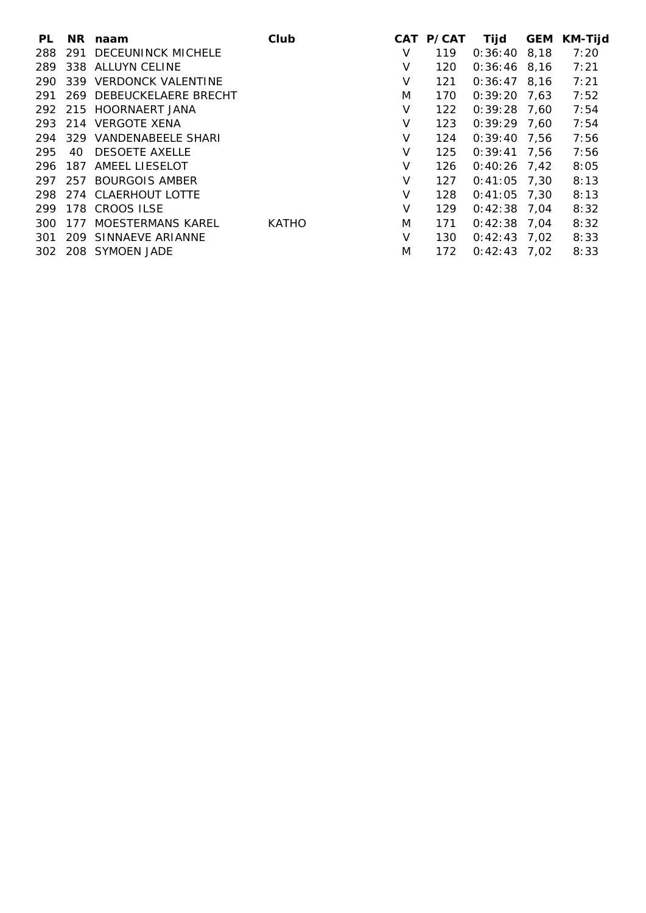| PL | NR | naam | Club | CAT | P/CAT | Tijd | GEM | KM-Tijd |
|---|---|---|---|---|---|---|---|---|
| 288 | 291 | DECEUNINCK MICHELE | | V | 119 | 0:36:40 | 8,18 | 7:20 |
| 289 | 338 | ALLUYN CELINE | | V | 120 | 0:36:46 | 8,16 | 7:21 |
| 290 | 339 | VERDONCK VALENTINE | | V | 121 | 0:36:47 | 8,16 | 7:21 |
| 291 | 269 | DEBEUCKELAERE BRECHT | | M | 170 | 0:39:20 | 7,63 | 7:52 |
| 292 | 215 | HOORNAERT JANA | | V | 122 | 0:39:28 | 7,60 | 7:54 |
| 293 | 214 | VERGOTE XENA | | V | 123 | 0:39:29 | 7,60 | 7:54 |
| 294 | 329 | VANDENABEELE SHARI | | V | 124 | 0:39:40 | 7,56 | 7:56 |
| 295 | 40 | DESOETE AXELLE | | V | 125 | 0:39:41 | 7,56 | 7:56 |
| 296 | 187 | AMEEL LIESELOT | | V | 126 | 0:40:26 | 7,42 | 8:05 |
| 297 | 257 | BOURGOIS AMBER | | V | 127 | 0:41:05 | 7,30 | 8:13 |
| 298 | 274 | CLAERHOUT LOTTE | | V | 128 | 0:41:05 | 7,30 | 8:13 |
| 299 | 178 | CROOS ILSE | | V | 129 | 0:42:38 | 7,04 | 8:32 |
| 300 | 177 | MOESTERMANS KAREL | KATHO | M | 171 | 0:42:38 | 7,04 | 8:32 |
| 301 | 209 | SINNAEVE ARIANNE | | V | 130 | 0:42:43 | 7,02 | 8:33 |
| 302 | 208 | SYMOEN JADE | | M | 172 | 0:42:43 | 7,02 | 8:33 |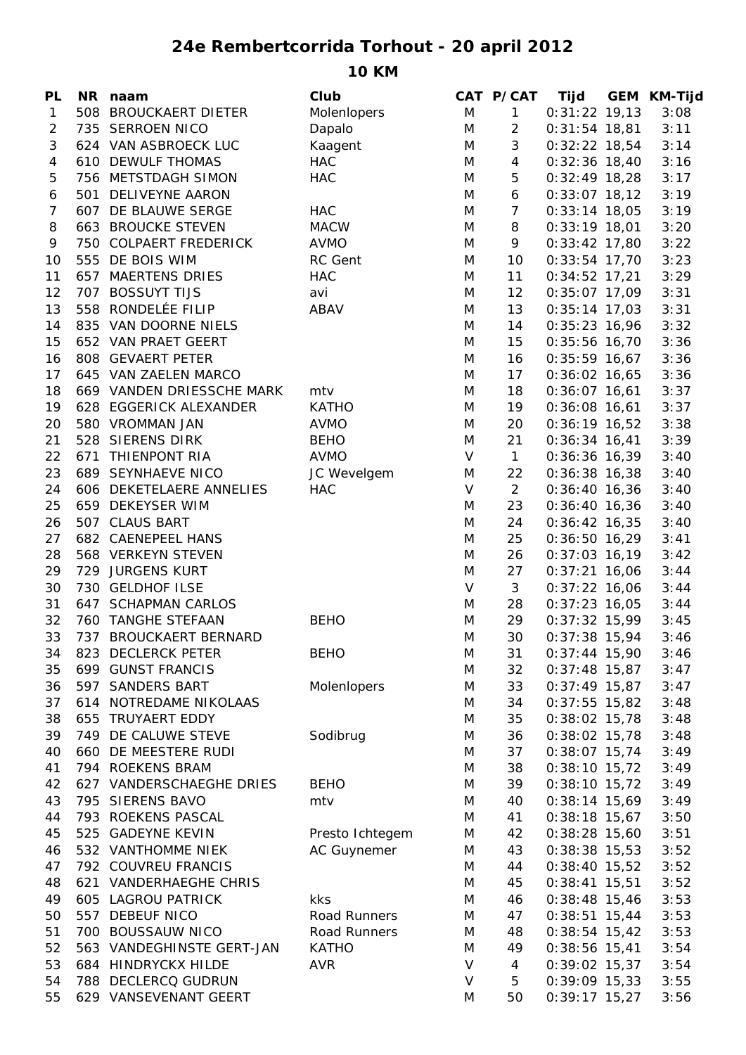# 24e Rembertcorrida Torhout - 20 april 2012

## 10 KM

| PL | NR | naam | Club | CAT | P/CAT | Tijd | GEM | KM-Tijd |
|---|---|---|---|---|---|---|---|---|
| 1 | 508 | BROUCKAERT DIETER | Molenlopers | M | 1 | 0:31:22 | 19,13 | 3:08 |
| 2 | 735 | SERROEN NICO | Dapalo | M | 2 | 0:31:54 | 18,81 | 3:11 |
| 3 | 624 | VAN ASBROECK LUC | Kaagent | M | 3 | 0:32:22 | 18,54 | 3:14 |
| 4 | 610 | DEWULF THOMAS | HAC | M | 4 | 0:32:36 | 18,40 | 3:16 |
| 5 | 756 | METSTDAGH SIMON | HAC | M | 5 | 0:32:49 | 18,28 | 3:17 |
| 6 | 501 | DELIVEYNE AARON | | M | 6 | 0:33:07 | 18,12 | 3:19 |
| 7 | 607 | DE BLAUWE SERGE | HAC | M | 7 | 0:33:14 | 18,05 | 3:19 |
| 8 | 663 | BROUCKE STEVEN | MACW | M | 8 | 0:33:19 | 18,01 | 3:20 |
| 9 | 750 | COLPAERT FREDERICK | AVMO | M | 9 | 0:33:42 | 17,80 | 3:22 |
| 10 | 555 | DE BOIS WIM | RC Gent | M | 10 | 0:33:54 | 17,70 | 3:23 |
| 11 | 657 | MAERTENS DRIES | HAC | M | 11 | 0:34:52 | 17,21 | 3:29 |
| 12 | 707 | BOSSUYT TIJS | avi | M | 12 | 0:35:07 | 17,09 | 3:31 |
| 13 | 558 | RONDELÉE FILIP | ABAV | M | 13 | 0:35:14 | 17,03 | 3:31 |
| 14 | 835 | VAN DOORNE NIELS | | M | 14 | 0:35:23 | 16,96 | 3:32 |
| 15 | 652 | VAN PRAET GEERT | | M | 15 | 0:35:56 | 16,70 | 3:36 |
| 16 | 808 | GEVAERT PETER | | M | 16 | 0:35:59 | 16,67 | 3:36 |
| 17 | 645 | VAN ZAELEN MARCO | | M | 17 | 0:36:02 | 16,65 | 3:36 |
| 18 | 669 | VANDEN DRIESSCHE MARK | mtv | M | 18 | 0:36:07 | 16,61 | 3:37 |
| 19 | 628 | EGGERICK ALEXANDER | KATHO | M | 19 | 0:36:08 | 16,61 | 3:37 |
| 20 | 580 | VROMMAN JAN | AVMO | M | 20 | 0:36:19 | 16,52 | 3:38 |
| 21 | 528 | SIERENS DIRK | BEHO | M | 21 | 0:36:34 | 16,41 | 3:39 |
| 22 | 671 | THIENPONT RIA | AVMO | V | 1 | 0:36:36 | 16,39 | 3:40 |
| 23 | 689 | SEYNHAEVE NICO | JC Wevelgem | M | 22 | 0:36:38 | 16,38 | 3:40 |
| 24 | 606 | DEKETELAERE ANNELIES | HAC | V | 2 | 0:36:40 | 16,36 | 3:40 |
| 25 | 659 | DEKEYSER WIM | | M | 23 | 0:36:40 | 16,36 | 3:40 |
| 26 | 507 | CLAUS BART | | M | 24 | 0:36:42 | 16,35 | 3:40 |
| 27 | 682 | CAENEPEEL HANS | | M | 25 | 0:36:50 | 16,29 | 3:41 |
| 28 | 568 | VERKEYN STEVEN | | M | 26 | 0:37:03 | 16,19 | 3:42 |
| 29 | 729 | JURGENS KURT | | M | 27 | 0:37:21 | 16,06 | 3:44 |
| 30 | 730 | GELDHOF ILSE | | V | 3 | 0:37:22 | 16,06 | 3:44 |
| 31 | 647 | SCHAPMAN CARLOS | | M | 28 | 0:37:23 | 16,05 | 3:44 |
| 32 | 760 | TANGHE STEFAAN | BEHO | M | 29 | 0:37:32 | 15,99 | 3:45 |
| 33 | 737 | BROUCKAERT BERNARD | | M | 30 | 0:37:38 | 15,94 | 3:46 |
| 34 | 823 | DECLERCK PETER | BEHO | M | 31 | 0:37:44 | 15,90 | 3:46 |
| 35 | 699 | GUNST FRANCIS | | M | 32 | 0:37:48 | 15,87 | 3:47 |
| 36 | 597 | SANDERS BART | Molenlopers | M | 33 | 0:37:49 | 15,87 | 3:47 |
| 37 | 614 | NOTREDAME NIKOLAAS | | M | 34 | 0:37:55 | 15,82 | 3:48 |
| 38 | 655 | TRUYAERT EDDY | | M | 35 | 0:38:02 | 15,78 | 3:48 |
| 39 | 749 | DE CALUWE STEVE | Sodibrug | M | 36 | 0:38:02 | 15,78 | 3:48 |
| 40 | 660 | DE MEESTERE RUDI | | M | 37 | 0:38:07 | 15,74 | 3:49 |
| 41 | 794 | ROEKENS BRAM | | M | 38 | 0:38:10 | 15,72 | 3:49 |
| 42 | 627 | VANDERSCHAEGHE DRIES | BEHO | M | 39 | 0:38:10 | 15,72 | 3:49 |
| 43 | 795 | SIERENS BAVO | mtv | M | 40 | 0:38:14 | 15,69 | 3:49 |
| 44 | 793 | ROEKENS PASCAL | | M | 41 | 0:38:18 | 15,67 | 3:50 |
| 45 | 525 | GADEYNE KEVIN | Presto Ichtegem | M | 42 | 0:38:28 | 15,60 | 3:51 |
| 46 | 532 | VANTHOMME NIEK | AC Guynemer | M | 43 | 0:38:38 | 15,53 | 3:52 |
| 47 | 792 | COUVREU FRANCIS | | M | 44 | 0:38:40 | 15,52 | 3:52 |
| 48 | 621 | VANDERHAEGHE CHRIS | | M | 45 | 0:38:41 | 15,51 | 3:52 |
| 49 | 605 | LAGROU PATRICK | kks | M | 46 | 0:38:48 | 15,46 | 3:53 |
| 50 | 557 | DEBEUF NICO | Road Runners | M | 47 | 0:38:51 | 15,44 | 3:53 |
| 51 | 700 | BOUSSAUW NICO | Road Runners | M | 48 | 0:38:54 | 15,42 | 3:53 |
| 52 | 563 | VANDEGHINSTE GERT-JAN | KATHO | M | 49 | 0:38:56 | 15,41 | 3:54 |
| 53 | 684 | HINDRYCKX HILDE | AVR | V | 4 | 0:39:02 | 15,37 | 3:54 |
| 54 | 788 | DECLERCQ GUDRUN | | V | 5 | 0:39:09 | 15,33 | 3:55 |
| 55 | 629 | VANSEVENANT GEERT | | M | 50 | 0:39:17 | 15,27 | 3:56 |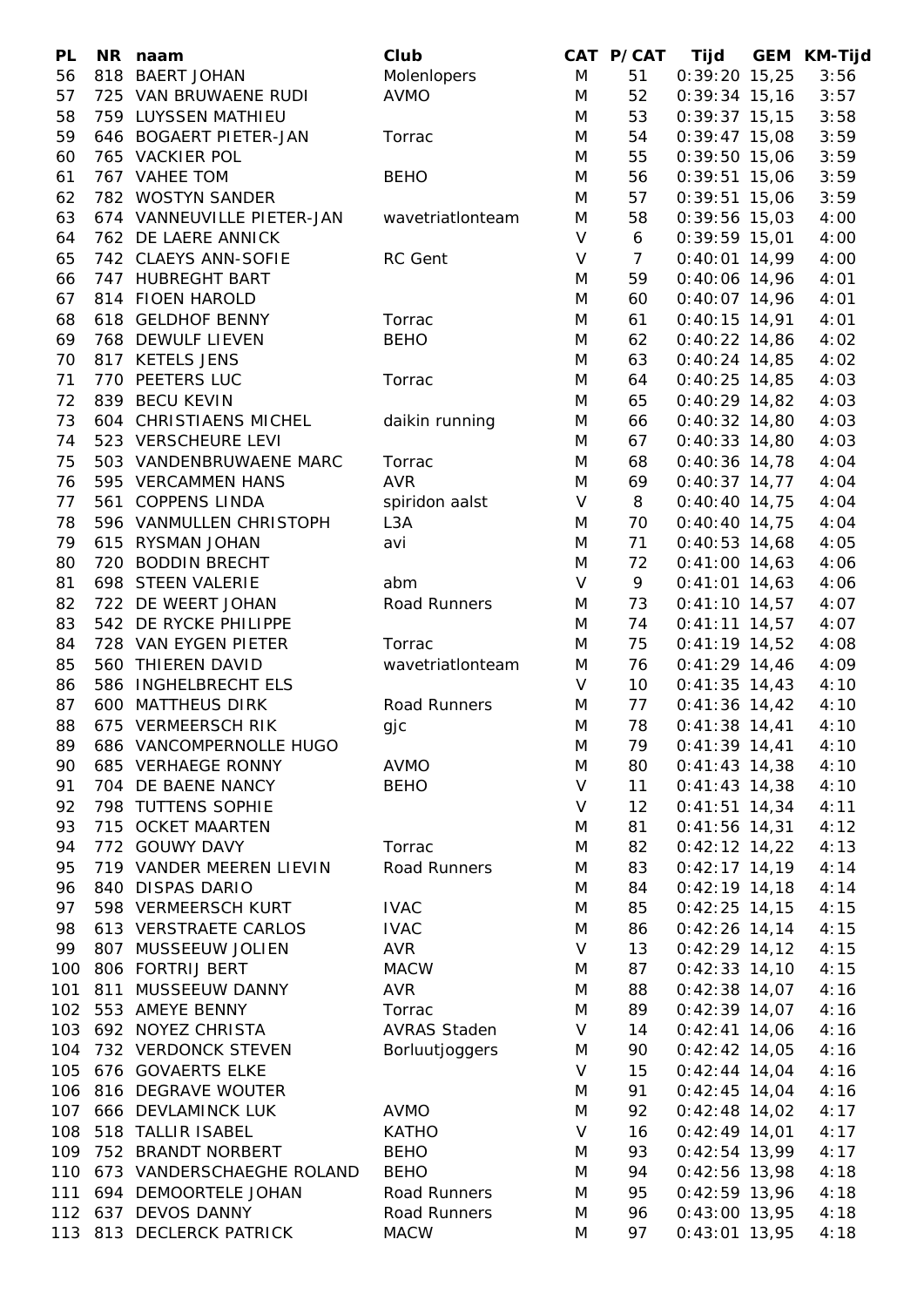| PL | NR | naam | Club | CAT | P/CAT | Tijd | GEM | KM-Tijd |
|---|---|---|---|---|---|---|---|---|
| 56 | 818 | BAERT JOHAN | Molenlopers | M | 51 | 0:39:20 | 15,25 | 3:56 |
| 57 | 725 | VAN BRUWAENE RUDI | AVMO | M | 52 | 0:39:34 | 15,16 | 3:57 |
| 58 | 759 | LUYSSEN MATHIEU | | M | 53 | 0:39:37 | 15,15 | 3:58 |
| 59 | 646 | BOGAERT PIETER-JAN | Torrac | M | 54 | 0:39:47 | 15,08 | 3:59 |
| 60 | 765 | VACKIER POL | | M | 55 | 0:39:50 | 15,06 | 3:59 |
| 61 | 767 | VAHEE TOM | BEHO | M | 56 | 0:39:51 | 15,06 | 3:59 |
| 62 | 782 | WOSTYN SANDER | | M | 57 | 0:39:51 | 15,06 | 3:59 |
| 63 | 674 | VANNEUVILLE PIETER-JAN | wavetriatlonteam | M | 58 | 0:39:56 | 15,03 | 4:00 |
| 64 | 762 | DE LAERE ANNICK | | V | 6 | 0:39:59 | 15,01 | 4:00 |
| 65 | 742 | CLAEYS ANN-SOFIE | RC Gent | V | 7 | 0:40:01 | 14,99 | 4:00 |
| 66 | 747 | HUBREGHT BART | | M | 59 | 0:40:06 | 14,96 | 4:01 |
| 67 | 814 | FIOEN HAROLD | | M | 60 | 0:40:07 | 14,96 | 4:01 |
| 68 | 618 | GELDHOF BENNY | Torrac | M | 61 | 0:40:15 | 14,91 | 4:01 |
| 69 | 768 | DEWULF LIEVEN | BEHO | M | 62 | 0:40:22 | 14,86 | 4:02 |
| 70 | 817 | KETELS JENS | | M | 63 | 0:40:24 | 14,85 | 4:02 |
| 71 | 770 | PEETERS LUC | Torrac | M | 64 | 0:40:25 | 14,85 | 4:03 |
| 72 | 839 | BECU KEVIN | | M | 65 | 0:40:29 | 14,82 | 4:03 |
| 73 | 604 | CHRISTIAENS MICHEL | daikin running | M | 66 | 0:40:32 | 14,80 | 4:03 |
| 74 | 523 | VERSCHEURE LEVI | | M | 67 | 0:40:33 | 14,80 | 4:03 |
| 75 | 503 | VANDENBRUWAENE MARC | Torrac | M | 68 | 0:40:36 | 14,78 | 4:04 |
| 76 | 595 | VERCAMMEN HANS | AVR | M | 69 | 0:40:37 | 14,77 | 4:04 |
| 77 | 561 | COPPENS LINDA | spiridon aalst | V | 8 | 0:40:40 | 14,75 | 4:04 |
| 78 | 596 | VANMULLEN CHRISTOPH | L3A | M | 70 | 0:40:40 | 14,75 | 4:04 |
| 79 | 615 | RYSMAN JOHAN | avi | M | 71 | 0:40:53 | 14,68 | 4:05 |
| 80 | 720 | BODDIN BRECHT | | M | 72 | 0:41:00 | 14,63 | 4:06 |
| 81 | 698 | STEEN VALERIE | abm | V | 9 | 0:41:01 | 14,63 | 4:06 |
| 82 | 722 | DE WEERT JOHAN | Road Runners | M | 73 | 0:41:10 | 14,57 | 4:07 |
| 83 | 542 | DE RYCKE PHILIPPE | | M | 74 | 0:41:11 | 14,57 | 4:07 |
| 84 | 728 | VAN EYGEN PIETER | Torrac | M | 75 | 0:41:19 | 14,52 | 4:08 |
| 85 | 560 | THIEREN DAVID | wavetriatlonteam | M | 76 | 0:41:29 | 14,46 | 4:09 |
| 86 | 586 | INGHELBRECHT ELS | | V | 10 | 0:41:35 | 14,43 | 4:10 |
| 87 | 600 | MATTHEUS DIRK | Road Runners | M | 77 | 0:41:36 | 14,42 | 4:10 |
| 88 | 675 | VERMEERSCH RIK | gjc | M | 78 | 0:41:38 | 14,41 | 4:10 |
| 89 | 686 | VANCOMPERNOLLE HUGO | | M | 79 | 0:41:39 | 14,41 | 4:10 |
| 90 | 685 | VERHAEGE RONNY | AVMO | M | 80 | 0:41:43 | 14,38 | 4:10 |
| 91 | 704 | DE BAENE NANCY | BEHO | V | 11 | 0:41:43 | 14,38 | 4:10 |
| 92 | 798 | TUTTENS SOPHIE | | V | 12 | 0:41:51 | 14,34 | 4:11 |
| 93 | 715 | OCKET MAARTEN | | M | 81 | 0:41:56 | 14,31 | 4:12 |
| 94 | 772 | GOUWY DAVY | Torrac | M | 82 | 0:42:12 | 14,22 | 4:13 |
| 95 | 719 | VANDER MEEREN LIEVIN | Road Runners | M | 83 | 0:42:17 | 14,19 | 4:14 |
| 96 | 840 | DISPAS DARIO | | M | 84 | 0:42:19 | 14,18 | 4:14 |
| 97 | 598 | VERMEERSCH KURT | IVAC | M | 85 | 0:42:25 | 14,15 | 4:15 |
| 98 | 613 | VERSTRAETE CARLOS | IVAC | M | 86 | 0:42:26 | 14,14 | 4:15 |
| 99 | 807 | MUSSEEUW JOLIEN | AVR | V | 13 | 0:42:29 | 14,12 | 4:15 |
| 100 | 806 | FORTRIJ BERT | MACW | M | 87 | 0:42:33 | 14,10 | 4:15 |
| 101 | 811 | MUSSEEUW DANNY | AVR | M | 88 | 0:42:38 | 14,07 | 4:16 |
| 102 | 553 | AMEYE BENNY | Torrac | M | 89 | 0:42:39 | 14,07 | 4:16 |
| 103 | 692 | NOYEZ CHRISTA | AVRAS Staden | V | 14 | 0:42:41 | 14,06 | 4:16 |
| 104 | 732 | VERDONCK STEVEN | Borluutjoggers | M | 90 | 0:42:42 | 14,05 | 4:16 |
| 105 | 676 | GOVAERTS ELKE | | V | 15 | 0:42:44 | 14,04 | 4:16 |
| 106 | 816 | DEGRAVE WOUTER | | M | 91 | 0:42:45 | 14,04 | 4:16 |
| 107 | 666 | DEVLAMINCK LUK | AVMO | M | 92 | 0:42:48 | 14,02 | 4:17 |
| 108 | 518 | TALLIR ISABEL | KATHO | V | 16 | 0:42:49 | 14,01 | 4:17 |
| 109 | 752 | BRANDT NORBERT | BEHO | M | 93 | 0:42:54 | 13,99 | 4:17 |
| 110 | 673 | VANDERSCHAEGHE ROLAND | BEHO | M | 94 | 0:42:56 | 13,98 | 4:18 |
| 111 | 694 | DEMOORTELE JOHAN | Road Runners | M | 95 | 0:42:59 | 13,96 | 4:18 |
| 112 | 637 | DEVOS DANNY | Road Runners | M | 96 | 0:43:00 | 13,95 | 4:18 |
| 113 | 813 | DECLERCK PATRICK | MACW | M | 97 | 0:43:01 | 13,95 | 4:18 |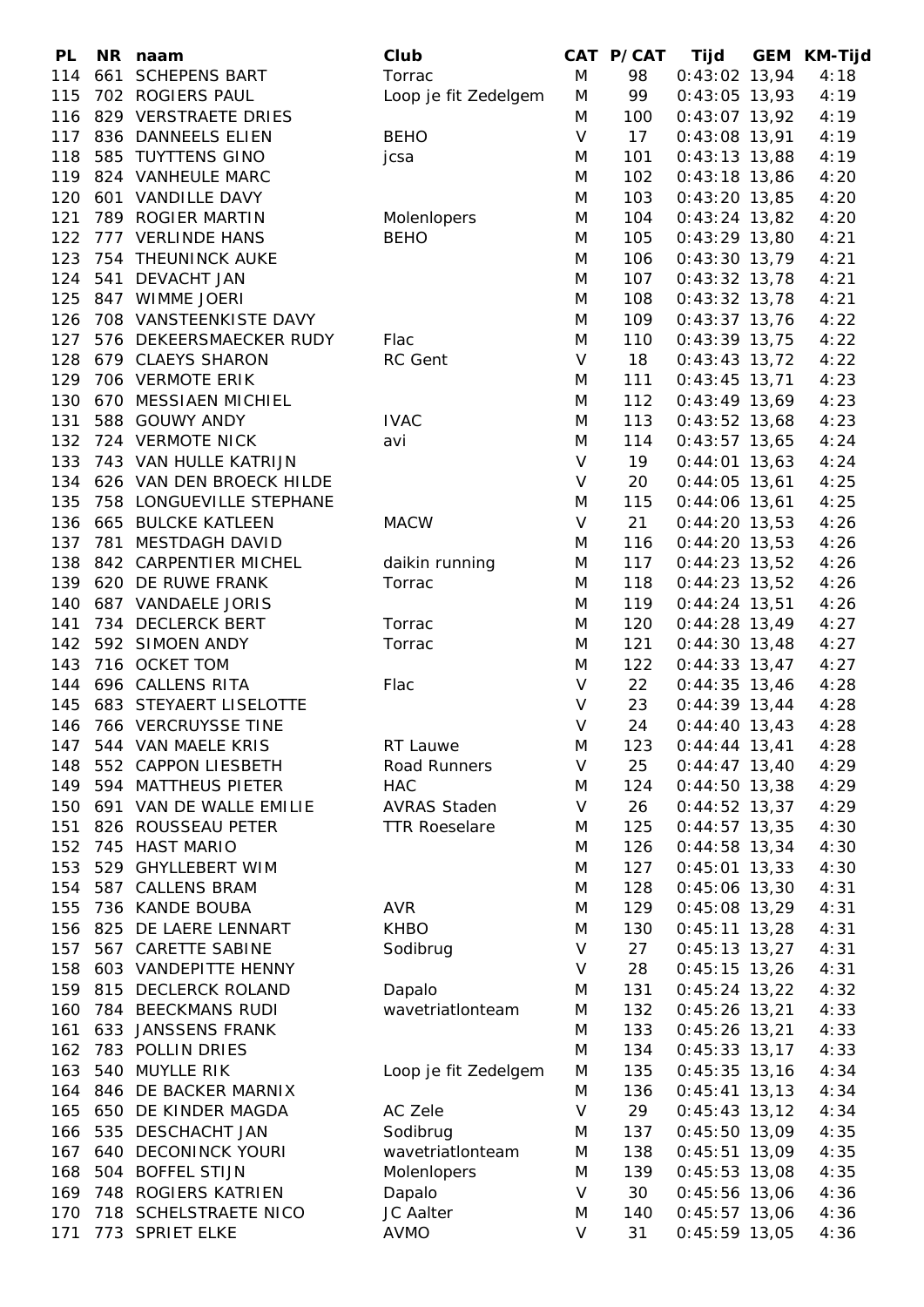| PL | NR | naam | Club | CAT | P/CAT | Tijd | GEM | KM-Tijd |
|---|---|---|---|---|---|---|---|---|
| 114 | 661 | SCHEPENS BART | Torrac | M | 98 | 0:43:02 | 13,94 | 4:18 |
| 115 | 702 | ROGIERS PAUL | Loop je fit Zedelgem | M | 99 | 0:43:05 | 13,93 | 4:19 |
| 116 | 829 | VERSTRAETE DRIES | | M | 100 | 0:43:07 | 13,92 | 4:19 |
| 117 | 836 | DANNEELS ELIEN | BEHO | V | 17 | 0:43:08 | 13,91 | 4:19 |
| 118 | 585 | TUYTTENS GINO | jcsa | M | 101 | 0:43:13 | 13,88 | 4:19 |
| 119 | 824 | VANHEULE MARC | | M | 102 | 0:43:18 | 13,86 | 4:20 |
| 120 | 601 | VANDILLE DAVY | | M | 103 | 0:43:20 | 13,85 | 4:20 |
| 121 | 789 | ROGIER MARTIN | Molenlopers | M | 104 | 0:43:24 | 13,82 | 4:20 |
| 122 | 777 | VERLINDE HANS | BEHO | M | 105 | 0:43:29 | 13,80 | 4:21 |
| 123 | 754 | THEUNINCK AUKE | | M | 106 | 0:43:30 | 13,79 | 4:21 |
| 124 | 541 | DEVACHT JAN | | M | 107 | 0:43:32 | 13,78 | 4:21 |
| 125 | 847 | WIMME JOERI | | M | 108 | 0:43:32 | 13,78 | 4:21 |
| 126 | 708 | VANSTEENKISTE DAVY | | M | 109 | 0:43:37 | 13,76 | 4:22 |
| 127 | 576 | DEKEERSMAECKER RUDY | Flac | M | 110 | 0:43:39 | 13,75 | 4:22 |
| 128 | 679 | CLAEYS SHARON | RC Gent | V | 18 | 0:43:43 | 13,72 | 4:22 |
| 129 | 706 | VERMOTE ERIK | | M | 111 | 0:43:45 | 13,71 | 4:23 |
| 130 | 670 | MESSIAEN MICHIEL | | M | 112 | 0:43:49 | 13,69 | 4:23 |
| 131 | 588 | GOUWY ANDY | IVAC | M | 113 | 0:43:52 | 13,68 | 4:23 |
| 132 | 724 | VERMOTE NICK | avi | M | 114 | 0:43:57 | 13,65 | 4:24 |
| 133 | 743 | VAN HULLE KATRIJN | | V | 19 | 0:44:01 | 13,63 | 4:24 |
| 134 | 626 | VAN DEN BROECK HILDE | | V | 20 | 0:44:05 | 13,61 | 4:25 |
| 135 | 758 | LONGUEVILLE STEPHANE | | M | 115 | 0:44:06 | 13,61 | 4:25 |
| 136 | 665 | BULCKE KATLEEN | MACW | V | 21 | 0:44:20 | 13,53 | 4:26 |
| 137 | 781 | MESTDAGH DAVID | | M | 116 | 0:44:20 | 13,53 | 4:26 |
| 138 | 842 | CARPENTIER MICHEL | daikin running | M | 117 | 0:44:23 | 13,52 | 4:26 |
| 139 | 620 | DE RUWE FRANK | Torrac | M | 118 | 0:44:23 | 13,52 | 4:26 |
| 140 | 687 | VANDAELE JORIS | | M | 119 | 0:44:24 | 13,51 | 4:26 |
| 141 | 734 | DECLERCK BERT | Torrac | M | 120 | 0:44:28 | 13,49 | 4:27 |
| 142 | 592 | SIMOEN ANDY | Torrac | M | 121 | 0:44:30 | 13,48 | 4:27 |
| 143 | 716 | OCKET TOM | | M | 122 | 0:44:33 | 13,47 | 4:27 |
| 144 | 696 | CALLENS RITA | Flac | V | 22 | 0:44:35 | 13,46 | 4:28 |
| 145 | 683 | STEYAERT LISELOTTE | | V | 23 | 0:44:39 | 13,44 | 4:28 |
| 146 | 766 | VERCRUYSSE TINE | | V | 24 | 0:44:40 | 13,43 | 4:28 |
| 147 | 544 | VAN MAELE KRIS | RT Lauwe | M | 123 | 0:44:44 | 13,41 | 4:28 |
| 148 | 552 | CAPPON LIESBETH | Road Runners | V | 25 | 0:44:47 | 13,40 | 4:29 |
| 149 | 594 | MATTHEUS PIETER | HAC | M | 124 | 0:44:50 | 13,38 | 4:29 |
| 150 | 691 | VAN DE WALLE EMILIE | AVRAS Staden | V | 26 | 0:44:52 | 13,37 | 4:29 |
| 151 | 826 | ROUSSEAU PETER | TTR Roeselare | M | 125 | 0:44:57 | 13,35 | 4:30 |
| 152 | 745 | HAST MARIO | | M | 126 | 0:44:58 | 13,34 | 4:30 |
| 153 | 529 | GHYLLEBERT WIM | | M | 127 | 0:45:01 | 13,33 | 4:30 |
| 154 | 587 | CALLENS BRAM | | M | 128 | 0:45:06 | 13,30 | 4:31 |
| 155 | 736 | KANDE BOUBA | AVR | M | 129 | 0:45:08 | 13,29 | 4:31 |
| 156 | 825 | DE LAERE LENNART | KHBO | M | 130 | 0:45:11 | 13,28 | 4:31 |
| 157 | 567 | CARETTE SABINE | Sodibrug | V | 27 | 0:45:13 | 13,27 | 4:31 |
| 158 | 603 | VANDEPITTE HENNY | | V | 28 | 0:45:15 | 13,26 | 4:31 |
| 159 | 815 | DECLERCK ROLAND | Dapalo | M | 131 | 0:45:24 | 13,22 | 4:32 |
| 160 | 784 | BEECKMANS RUDI | wavetriatlonteam | M | 132 | 0:45:26 | 13,21 | 4:33 |
| 161 | 633 | JANSSENS FRANK | | M | 133 | 0:45:26 | 13,21 | 4:33 |
| 162 | 783 | POLLIN DRIES | | M | 134 | 0:45:33 | 13,17 | 4:33 |
| 163 | 540 | MUYLLE RIK | Loop je fit Zedelgem | M | 135 | 0:45:35 | 13,16 | 4:34 |
| 164 | 846 | DE BACKER MARNIX | | M | 136 | 0:45:41 | 13,13 | 4:34 |
| 165 | 650 | DE KINDER MAGDA | AC Zele | V | 29 | 0:45:43 | 13,12 | 4:34 |
| 166 | 535 | DESCHACHT JAN | Sodibrug | M | 137 | 0:45:50 | 13,09 | 4:35 |
| 167 | 640 | DECONINCK YOURI | wavetriatlonteam | M | 138 | 0:45:51 | 13,09 | 4:35 |
| 168 | 504 | BOFFEL STIJN | Molenlopers | M | 139 | 0:45:53 | 13,08 | 4:35 |
| 169 | 748 | ROGIERS KATRIEN | Dapalo | V | 30 | 0:45:56 | 13,06 | 4:36 |
| 170 | 718 | SCHELSTRAETE NICO | JC Aalter | M | 140 | 0:45:57 | 13,06 | 4:36 |
| 171 | 773 | SPRIET ELKE | AVMO | V | 31 | 0:45:59 | 13,05 | 4:36 |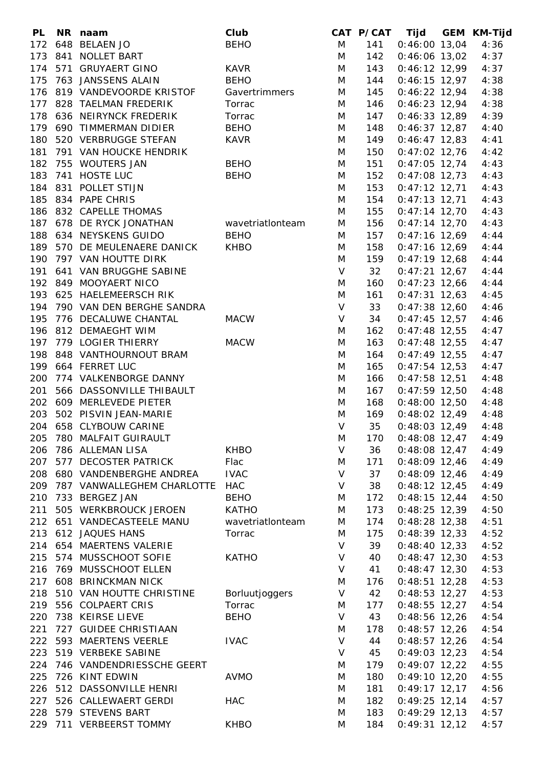| PL | NR | naam | Club | CAT | P/CAT | Tijd | GEM | KM-Tijd |
|---|---|---|---|---|---|---|---|---|
| 172 | 648 | BELAEN JO | BEHO | M | 141 | 0:46:00 | 13,04 | 4:36 |
| 173 | 841 | NOLLET BART | | M | 142 | 0:46:06 | 13,02 | 4:37 |
| 174 | 571 | GRUYAERT GINO | KAVR | M | 143 | 0:46:12 | 12,99 | 4:37 |
| 175 | 763 | JANSSENS ALAIN | BEHO | M | 144 | 0:46:15 | 12,97 | 4:38 |
| 176 | 819 | VANDEVOORDE KRISTOF | Gavertrimmers | M | 145 | 0:46:22 | 12,94 | 4:38 |
| 177 | 828 | TAELMAN FREDERIK | Torrac | M | 146 | 0:46:23 | 12,94 | 4:38 |
| 178 | 636 | NEIRYNCK FREDERIK | Torrac | M | 147 | 0:46:33 | 12,89 | 4:39 |
| 179 | 690 | TIMMERMAN DIDIER | BEHO | M | 148 | 0:46:37 | 12,87 | 4:40 |
| 180 | 520 | VERBRUGGE STEFAN | KAVR | M | 149 | 0:46:47 | 12,83 | 4:41 |
| 181 | 791 | VAN HOUCKE HENDRIK | | M | 150 | 0:47:02 | 12,76 | 4:42 |
| 182 | 755 | WOUTERS JAN | BEHO | M | 151 | 0:47:05 | 12,74 | 4:43 |
| 183 | 741 | HOSTE LUC | BEHO | M | 152 | 0:47:08 | 12,73 | 4:43 |
| 184 | 831 | POLLET STIJN | | M | 153 | 0:47:12 | 12,71 | 4:43 |
| 185 | 834 | PAPE CHRIS | | M | 154 | 0:47:13 | 12,71 | 4:43 |
| 186 | 832 | CAPELLE THOMAS | | M | 155 | 0:47:14 | 12,70 | 4:43 |
| 187 | 678 | DE RYCK JONATHAN | wavetriatlonteam | M | 156 | 0:47:14 | 12,70 | 4:43 |
| 188 | 634 | NEYSKENS GUIDO | BEHO | M | 157 | 0:47:16 | 12,69 | 4:44 |
| 189 | 570 | DE MEULENAERE DANICK | KHBO | M | 158 | 0:47:16 | 12,69 | 4:44 |
| 190 | 797 | VAN HOUTTE DIRK | | M | 159 | 0:47:19 | 12,68 | 4:44 |
| 191 | 641 | VAN BRUGGHE SABINE | | V | 32 | 0:47:21 | 12,67 | 4:44 |
| 192 | 849 | MOOYAERT NICO | | M | 160 | 0:47:23 | 12,66 | 4:44 |
| 193 | 625 | HAELEMEERSCH RIK | | M | 161 | 0:47:31 | 12,63 | 4:45 |
| 194 | 790 | VAN DEN BERGHE SANDRA | | V | 33 | 0:47:38 | 12,60 | 4:46 |
| 195 | 776 | DECALUWE CHANTAL | MACW | V | 34 | 0:47:45 | 12,57 | 4:46 |
| 196 | 812 | DEMAEGHT WIM | | M | 162 | 0:47:48 | 12,55 | 4:47 |
| 197 | 779 | LOGIER THIERRY | MACW | M | 163 | 0:47:48 | 12,55 | 4:47 |
| 198 | 848 | VANTHOURNOUT BRAM | | M | 164 | 0:47:49 | 12,55 | 4:47 |
| 199 | 664 | FERRET LUC | | M | 165 | 0:47:54 | 12,53 | 4:47 |
| 200 | 774 | VALKENBORGE DANNY | | M | 166 | 0:47:58 | 12,51 | 4:48 |
| 201 | 566 | DASSONVILLE THIBAULT | | M | 167 | 0:47:59 | 12,50 | 4:48 |
| 202 | 609 | MERLEVEDE PIETER | | M | 168 | 0:48:00 | 12,50 | 4:48 |
| 203 | 502 | PISVIN JEAN-MARIE | | M | 169 | 0:48:02 | 12,49 | 4:48 |
| 204 | 658 | CLYBOUW CARINE | | V | 35 | 0:48:03 | 12,49 | 4:48 |
| 205 | 780 | MALFAIT GUIRAULT | | M | 170 | 0:48:08 | 12,47 | 4:49 |
| 206 | 786 | ALLEMAN LISA | KHBO | V | 36 | 0:48:08 | 12,47 | 4:49 |
| 207 | 577 | DECOSTER PATRICK | Flac | M | 171 | 0:48:09 | 12,46 | 4:49 |
| 208 | 680 | VANDENBERGHE ANDREA | IVAC | V | 37 | 0:48:09 | 12,46 | 4:49 |
| 209 | 787 | VANWALLEGHEM CHARLOTTE | HAC | V | 38 | 0:48:12 | 12,45 | 4:49 |
| 210 | 733 | BERGEZ JAN | BEHO | M | 172 | 0:48:15 | 12,44 | 4:50 |
| 211 | 505 | WERKBROUCK JEROEN | KATHO | M | 173 | 0:48:25 | 12,39 | 4:50 |
| 212 | 651 | VANDECASTEELE MANU | wavetriatlonteam | M | 174 | 0:48:28 | 12,38 | 4:51 |
| 213 | 612 | JAQUES HANS | Torrac | M | 175 | 0:48:39 | 12,33 | 4:52 |
| 214 | 654 | MAERTENS VALERIE | | V | 39 | 0:48:40 | 12,33 | 4:52 |
| 215 | 574 | MUSSCHOOT SOFIE | KATHO | V | 40 | 0:48:47 | 12,30 | 4:53 |
| 216 | 769 | MUSSCHOOT ELLEN | | V | 41 | 0:48:47 | 12,30 | 4:53 |
| 217 | 608 | BRINCKMAN NICK | | M | 176 | 0:48:51 | 12,28 | 4:53 |
| 218 | 510 | VAN HOUTTE CHRISTINE | Borluutjoggers | V | 42 | 0:48:53 | 12,27 | 4:53 |
| 219 | 556 | COLPAERT CRIS | Torrac | M | 177 | 0:48:55 | 12,27 | 4:54 |
| 220 | 738 | KEIRSE LIEVE | BEHO | V | 43 | 0:48:56 | 12,26 | 4:54 |
| 221 | 727 | GUIDEE CHRISTIAAN | | M | 178 | 0:48:57 | 12,26 | 4:54 |
| 222 | 593 | MAERTENS VEERLE | IVAC | V | 44 | 0:48:57 | 12,26 | 4:54 |
| 223 | 519 | VERBEKE SABINE | | V | 45 | 0:49:03 | 12,23 | 4:54 |
| 224 | 746 | VANDENDRIESSCHE GEERT | | M | 179 | 0:49:07 | 12,22 | 4:55 |
| 225 | 726 | KINT EDWIN | AVMO | M | 180 | 0:49:10 | 12,20 | 4:55 |
| 226 | 512 | DASSONVILLE HENRI | | M | 181 | 0:49:17 | 12,17 | 4:56 |
| 227 | 526 | CALLEWAERT GERDI | HAC | M | 182 | 0:49:25 | 12,14 | 4:57 |
| 228 | 579 | STEVENS BART | | M | 183 | 0:49:29 | 12,13 | 4:57 |
| 229 | 711 | VERBEERST TOMMY | KHBO | M | 184 | 0:49:31 | 12,12 | 4:57 |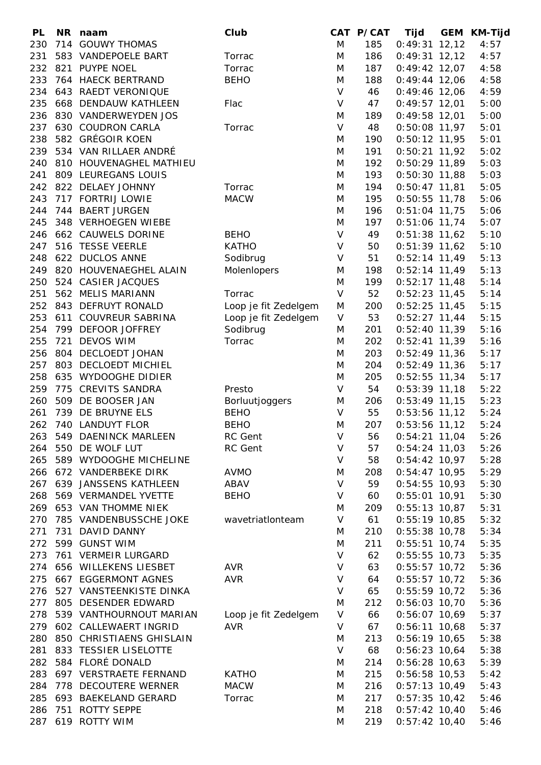| PL | NR | naam | Club | CAT | P/CAT | Tijd | GEM | KM-Tijd |
|---|---|---|---|---|---|---|---|---|
| 230 | 714 | GOUWY THOMAS | | M | 185 | 0:49:31 | 12,12 | 4:57 |
| 231 | 583 | VANDEPOELE BART | Torrac | M | 186 | 0:49:31 | 12,12 | 4:57 |
| 232 | 821 | PUYPE NOEL | Torrac | M | 187 | 0:49:42 | 12,07 | 4:58 |
| 233 | 764 | HAECK BERTRAND | BEHO | M | 188 | 0:49:44 | 12,06 | 4:58 |
| 234 | 643 | RAEDT VERONIQUE | | V | 46 | 0:49:46 | 12,06 | 4:59 |
| 235 | 668 | DENDAUW KATHLEEN | Flac | V | 47 | 0:49:57 | 12,01 | 5:00 |
| 236 | 830 | VANDERWEYDEN JOS | | M | 189 | 0:49:58 | 12,01 | 5:00 |
| 237 | 630 | COUDRON CARLA | Torrac | V | 48 | 0:50:08 | 11,97 | 5:01 |
| 238 | 582 | GRÉGOIR KOEN | | M | 190 | 0:50:12 | 11,95 | 5:01 |
| 239 | 534 | VAN RILLAER ANDRÉ | | M | 191 | 0:50:21 | 11,92 | 5:02 |
| 240 | 810 | HOUVENAGHEL MATHIEU | | M | 192 | 0:50:29 | 11,89 | 5:03 |
| 241 | 809 | LEUREGANS LOUIS | | M | 193 | 0:50:30 | 11,88 | 5:03 |
| 242 | 822 | DELAEY JOHNNY | Torrac | M | 194 | 0:50:47 | 11,81 | 5:05 |
| 243 | 717 | FORTRIJ LOWIE | MACW | M | 195 | 0:50:55 | 11,78 | 5:06 |
| 244 | 744 | BAERT JURGEN | | M | 196 | 0:51:04 | 11,75 | 5:06 |
| 245 | 348 | VERHOEGEN WIEBE | | M | 197 | 0:51:06 | 11,74 | 5:07 |
| 246 | 662 | CAUWELS DORINE | BEHO | V | 49 | 0:51:38 | 11,62 | 5:10 |
| 247 | 516 | TESSE VEERLE | KATHO | V | 50 | 0:51:39 | 11,62 | 5:10 |
| 248 | 622 | DUCLOS ANNE | Sodibrug | V | 51 | 0:52:14 | 11,49 | 5:13 |
| 249 | 820 | HOUVENAEGHEL ALAIN | Molenlopers | M | 198 | 0:52:14 | 11,49 | 5:13 |
| 250 | 524 | CASIER JACQUES | | M | 199 | 0:52:17 | 11,48 | 5:14 |
| 251 | 562 | MELIS MARIANN | Torrac | V | 52 | 0:52:23 | 11,45 | 5:14 |
| 252 | 843 | DEFRUYT RONALD | Loop je fit Zedelgem | M | 200 | 0:52:25 | 11,45 | 5:15 |
| 253 | 611 | COUVREUR SABRINA | Loop je fit Zedelgem | V | 53 | 0:52:27 | 11,44 | 5:15 |
| 254 | 799 | DEFOOR JOFFREY | Sodibrug | M | 201 | 0:52:40 | 11,39 | 5:16 |
| 255 | 721 | DEVOS WIM | Torrac | M | 202 | 0:52:41 | 11,39 | 5:16 |
| 256 | 804 | DECLOEDT JOHAN | | M | 203 | 0:52:49 | 11,36 | 5:17 |
| 257 | 803 | DECLOEDT MICHIEL | | M | 204 | 0:52:49 | 11,36 | 5:17 |
| 258 | 635 | WYDOOGHE DIDIER | | M | 205 | 0:52:55 | 11,34 | 5:17 |
| 259 | 775 | CREVITS SANDRA | Presto | V | 54 | 0:53:39 | 11,18 | 5:22 |
| 260 | 509 | DE BOOSER JAN | Borluutjoggers | M | 206 | 0:53:49 | 11,15 | 5:23 |
| 261 | 739 | DE BRUYNE ELS | BEHO | V | 55 | 0:53:56 | 11,12 | 5:24 |
| 262 | 740 | LANDUYT FLOR | BEHO | M | 207 | 0:53:56 | 11,12 | 5:24 |
| 263 | 549 | DAENINCK MARLEEN | RC Gent | V | 56 | 0:54:21 | 11,04 | 5:26 |
| 264 | 550 | DE WOLF LUT | RC Gent | V | 57 | 0:54:24 | 11,03 | 5:26 |
| 265 | 589 | WYDOOGHE MICHELINE | | V | 58 | 0:54:42 | 10,97 | 5:28 |
| 266 | 672 | VANDERBEKE DIRK | AVMO | M | 208 | 0:54:47 | 10,95 | 5:29 |
| 267 | 639 | JANSSENS KATHLEEN | ABAV | V | 59 | 0:54:55 | 10,93 | 5:30 |
| 268 | 569 | VERMANDEL YVETTE | BEHO | V | 60 | 0:55:01 | 10,91 | 5:30 |
| 269 | 653 | VAN THOMME NIEK | | M | 209 | 0:55:13 | 10,87 | 5:31 |
| 270 | 785 | VANDENBUSSCHE JOKE | wavetriatlonteam | V | 61 | 0:55:19 | 10,85 | 5:32 |
| 271 | 731 | DAVID DANNY | | M | 210 | 0:55:38 | 10,78 | 5:34 |
| 272 | 599 | GUNST WIM | | M | 211 | 0:55:51 | 10,74 | 5:35 |
| 273 | 761 | VERMEIR LURGARD | | V | 62 | 0:55:55 | 10,73 | 5:35 |
| 274 | 656 | WILLEKENS LIESBET | AVR | V | 63 | 0:55:57 | 10,72 | 5:36 |
| 275 | 667 | EGGERMONT AGNES | AVR | V | 64 | 0:55:57 | 10,72 | 5:36 |
| 276 | 527 | VANSTEENKISTE DINKA | | V | 65 | 0:55:59 | 10,72 | 5:36 |
| 277 | 805 | DESENDER EDWARD | | M | 212 | 0:56:03 | 10,70 | 5:36 |
| 278 | 539 | VANTHOURNOUT MARIAN | Loop je fit Zedelgem | V | 66 | 0:56:07 | 10,69 | 5:37 |
| 279 | 602 | CALLEWAERT INGRID | AVR | V | 67 | 0:56:11 | 10,68 | 5:37 |
| 280 | 850 | CHRISTIAENS GHISLAIN | | M | 213 | 0:56:19 | 10,65 | 5:38 |
| 281 | 833 | TESSIER LISELOTTE | | V | 68 | 0:56:23 | 10,64 | 5:38 |
| 282 | 584 | FLORÉ DONALD | | M | 214 | 0:56:28 | 10,63 | 5:39 |
| 283 | 697 | VERSTRAETE FERNAND | KATHO | M | 215 | 0:56:58 | 10,53 | 5:42 |
| 284 | 778 | DECOUTERE WERNER | MACW | M | 216 | 0:57:13 | 10,49 | 5:43 |
| 285 | 693 | BAEKELAND GERARD | Torrac | M | 217 | 0:57:35 | 10,42 | 5:46 |
| 286 | 751 | ROTTY SEPPE | | M | 218 | 0:57:42 | 10,40 | 5:46 |
| 287 | 619 | ROTTY WIM | | M | 219 | 0:57:42 | 10,40 | 5:46 |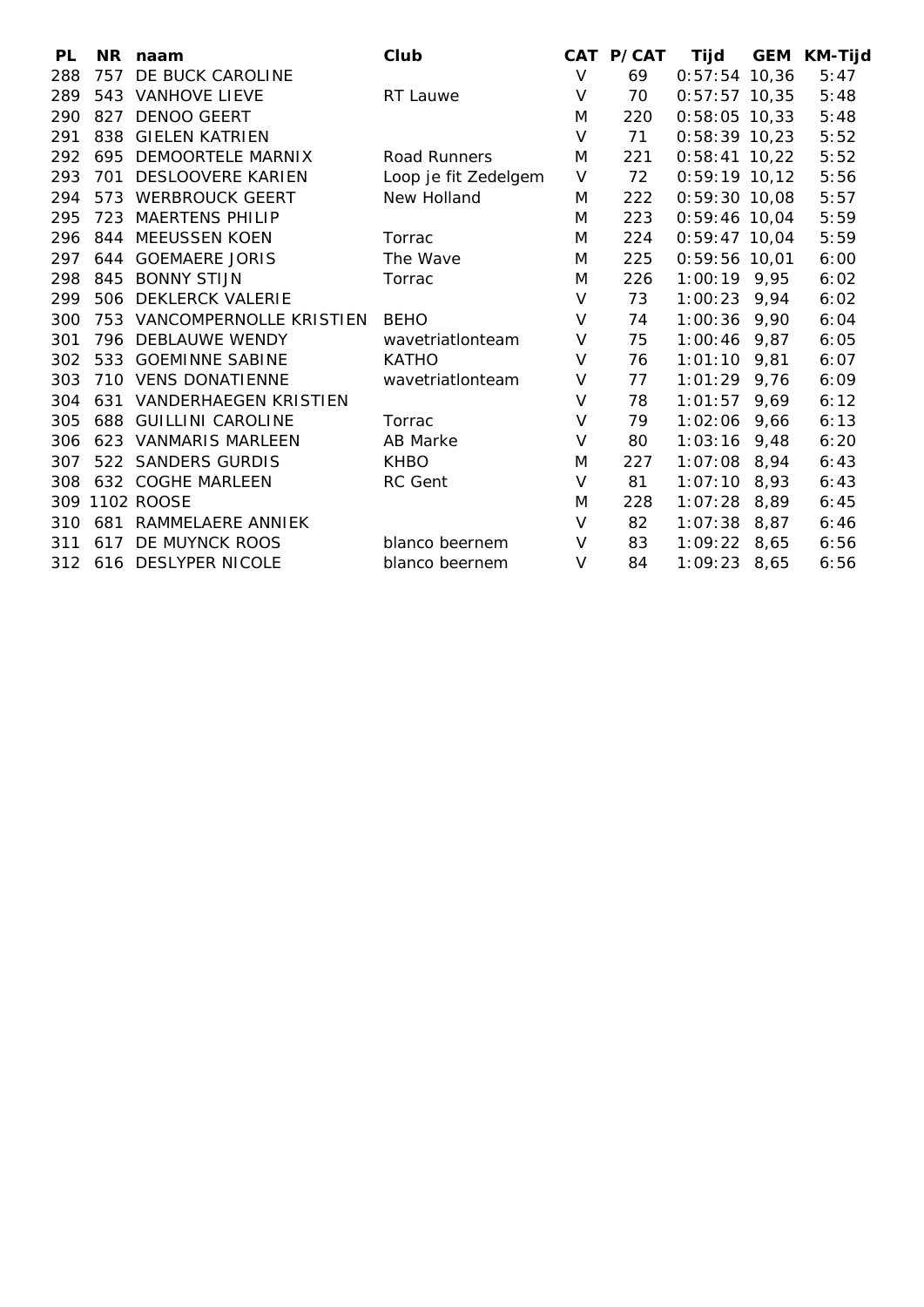| PL | NR | naam | Club | CAT | P/CAT | Tijd | GEM | KM-Tijd |
|---|---|---|---|---|---|---|---|---|
| 288 | 757 | DE BUCK CAROLINE | | V | 69 | 0:57:54 | 10,36 | 5:47 |
| 289 | 543 | VANHOVE LIEVE | RT Lauwe | V | 70 | 0:57:57 | 10,35 | 5:48 |
| 290 | 827 | DENOO GEERT | | M | 220 | 0:58:05 | 10,33 | 5:48 |
| 291 | 838 | GIELEN KATRIEN | | V | 71 | 0:58:39 | 10,23 | 5:52 |
| 292 | 695 | DEMOORTELE MARNIX | Road Runners | M | 221 | 0:58:41 | 10,22 | 5:52 |
| 293 | 701 | DESLOOVERE KARIEN | Loop je fit Zedelgem | V | 72 | 0:59:19 | 10,12 | 5:56 |
| 294 | 573 | WERBROUCK GEERT | New Holland | M | 222 | 0:59:30 | 10,08 | 5:57 |
| 295 | 723 | MAERTENS PHILIP | | M | 223 | 0:59:46 | 10,04 | 5:59 |
| 296 | 844 | MEEUSSEN KOEN | Torrac | M | 224 | 0:59:47 | 10,04 | 5:59 |
| 297 | 644 | GOEMAERE JORIS | The Wave | M | 225 | 0:59:56 | 10,01 | 6:00 |
| 298 | 845 | BONNY STIJN | Torrac | M | 226 | 1:00:19 | 9,95 | 6:02 |
| 299 | 506 | DEKLERCK VALERIE | | V | 73 | 1:00:23 | 9,94 | 6:02 |
| 300 | 753 | VANCOMPERNOLLE KRISTIEN | BEHO | V | 74 | 1:00:36 | 9,90 | 6:04 |
| 301 | 796 | DEBLAUWE WENDY | wavetriatlonteam | V | 75 | 1:00:46 | 9,87 | 6:05 |
| 302 | 533 | GOEMINNE SABINE | KATHO | V | 76 | 1:01:10 | 9,81 | 6:07 |
| 303 | 710 | VENS DONATIENNE | wavetriatlonteam | V | 77 | 1:01:29 | 9,76 | 6:09 |
| 304 | 631 | VANDERHAEGEN KRISTIEN | | V | 78 | 1:01:57 | 9,69 | 6:12 |
| 305 | 688 | GUILLINI CAROLINE | Torrac | V | 79 | 1:02:06 | 9,66 | 6:13 |
| 306 | 623 | VANMARIS MARLEEN | AB Marke | V | 80 | 1:03:16 | 9,48 | 6:20 |
| 307 | 522 | SANDERS GURDIS | KHBO | M | 227 | 1:07:08 | 8,94 | 6:43 |
| 308 | 632 | COGHE MARLEEN | RC Gent | V | 81 | 1:07:10 | 8,93 | 6:43 |
| 309 | 1102 | ROOSE | | M | 228 | 1:07:28 | 8,89 | 6:45 |
| 310 | 681 | RAMMELAERE ANNIEK | | V | 82 | 1:07:38 | 8,87 | 6:46 |
| 311 | 617 | DE MUYNCK ROOS | blanco beernem | V | 83 | 1:09:22 | 8,65 | 6:56 |
| 312 | 616 | DESLYPER NICOLE | blanco beernem | V | 84 | 1:09:23 | 8,65 | 6:56 |